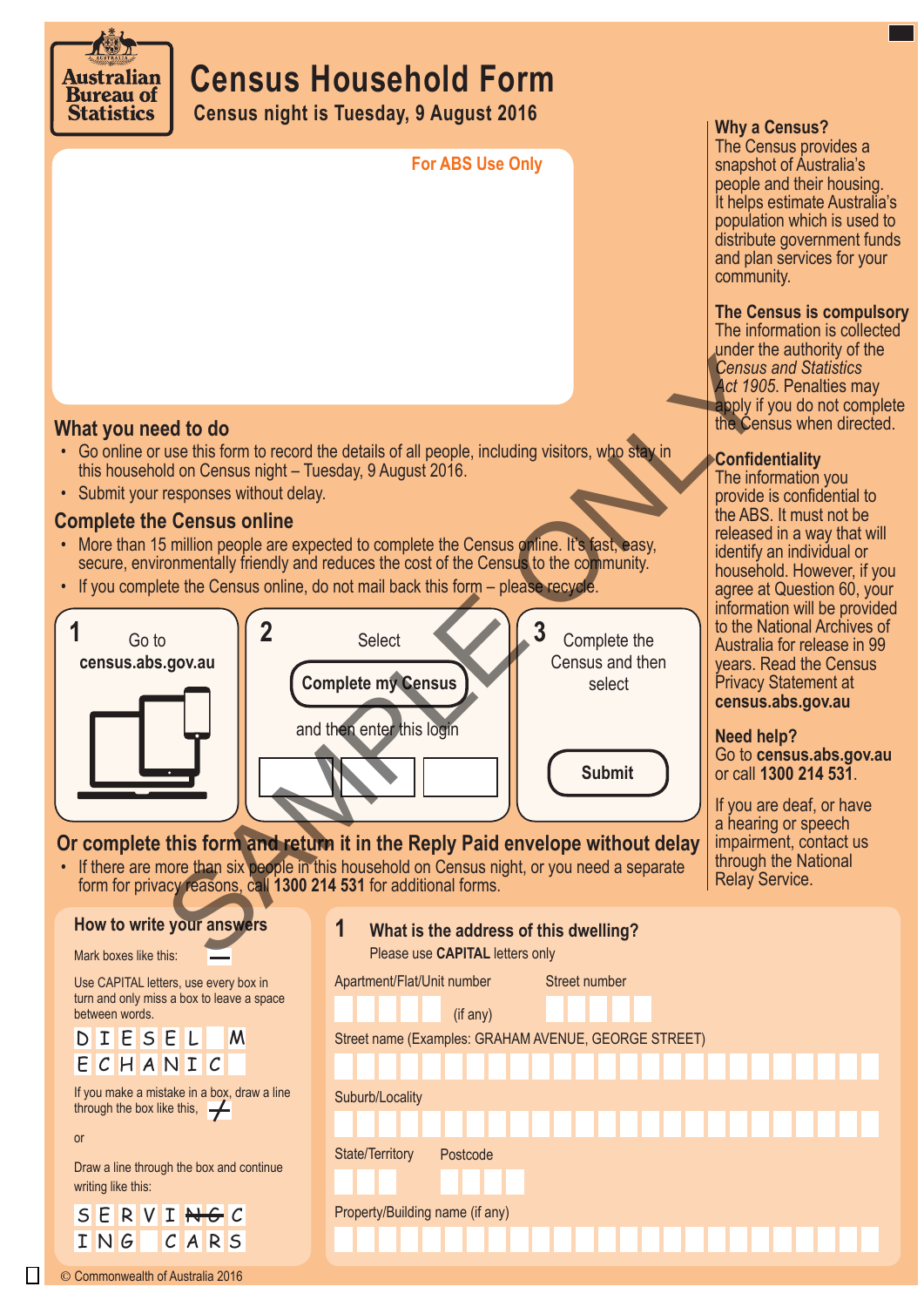Australian Bureau of Statistics

# Census Household Form

**Census night is Tuesday, 9 August 2016**

For ABS Use Only

## Why a Census?

The Census provides a snapshot of Australia's people and their housing. It helps estimate Australia's population which is used to distribute government funds and plan services for your community.

## The Census is compulsory

The information is collected under the authority of the *Census and Statistics Act 1905*. Penalties may apply if you do not complete the Census when directed.

## Confidentiality

The information you provide is confidential to the ABS. It must not be released in a way that will identify an individual or household. However, if you agree at Question 60, your information will be provided to the National Archives of Australia for release in 99 years. Read the Census Privacy Statement at **census.abs.gov.au**

## Need help?

Go to **census.abs.gov.au** or call **1300 214 531**.

If you are deaf, or have a hearing or speech impairment, contact us through the National Relay Service.

## What you need to do

- Go online or use this form to record the details of all people, including visitors, who stay in this household on Census night – Tuesday, 9 August 2016.
- Submit your responses without delay.

## Complete the Census online

- More than 15 million people are expected to complete the Census online. It's fast, easy, secure, environmentally friendly and reduces the cost of the Census to the community.
- If you complete the Census online, do not mail back this form – please recycle.

**1** Go to **census.abs.gov.au**

**2** Select **Complete my Census** and then enter this login

**3** Complete the Census and then select **Submit**

## Or complete this form and return it in the Reply Paid envelope without delay

- If there are more than six people in this household on Census night, or you need a separate form for privacy reasons, call **1300 214 531** for additional forms.

### How to write your answers

Mark boxes like this: —

Use CAPITAL letters, use every box in turn and only miss a box to leave a space between words.

D I E S E L M
E C H A N I C

If you make a mistake in a box, draw a line through the box like this,

or

Draw a line through the box and continue writing like this:

S E R V I ~~N G~~ C
I N G C A R S

### 1 What is the address of this dwelling?

Please use **CAPITAL** letters only

Apartment/Flat/Unit number (if any)

Street number

Street name (Examples: GRAHAM AVENUE, GEORGE STREET)

Suburb/Locality

State/Territory

Postcode

Property/Building name (if any)

© Commonwealth of Australia 2016

SAMPLE ONLY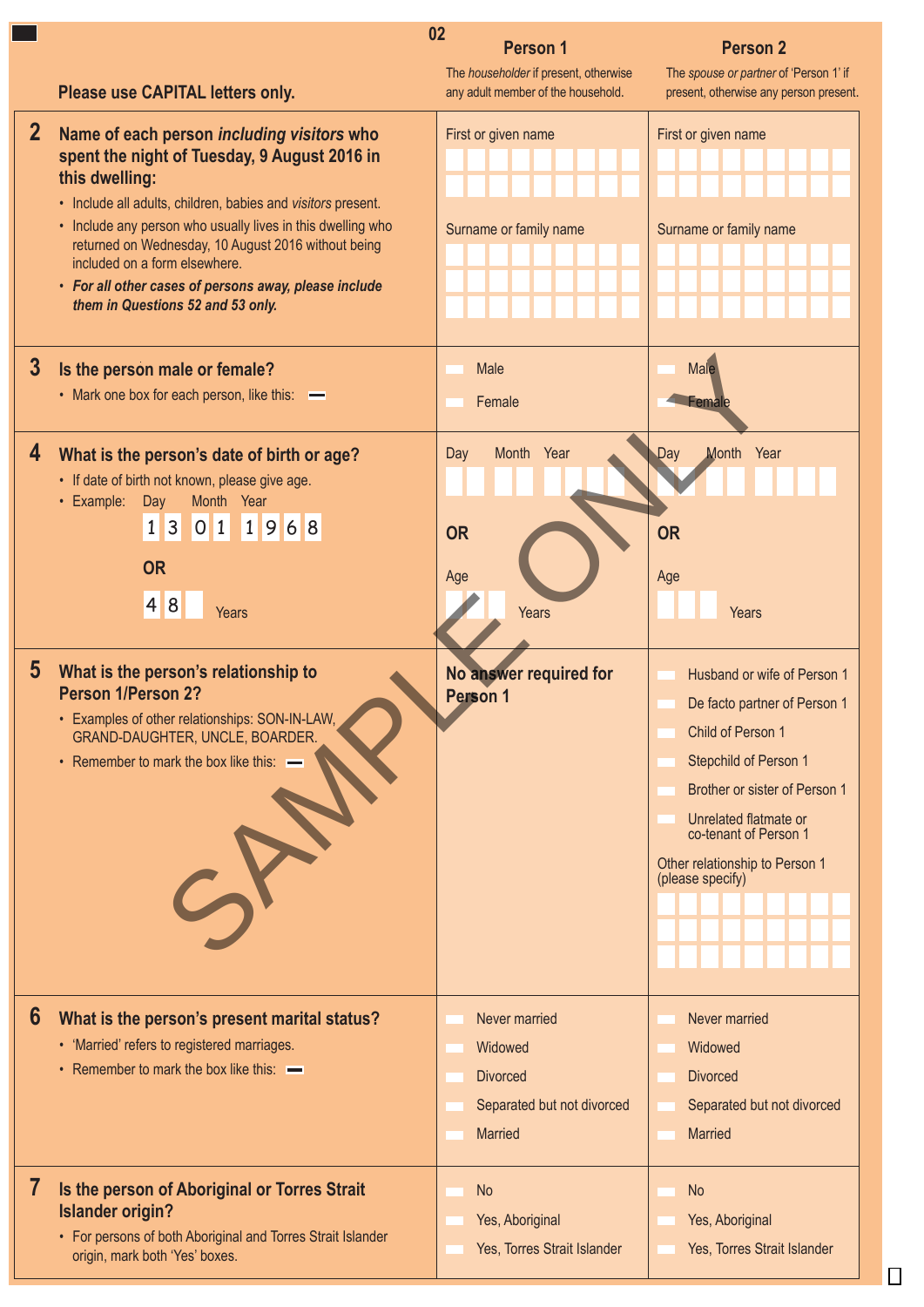02

Please use CAPITAL letters only.

| | Person 1 | Person 2 |
|---|---|---|
| | The *householder* if present, otherwise any adult member of the household. | The *spouse or partner* of 'Person 1' if present, otherwise any person present. |
| **2 Name of each person *including visitors* who spent the night of Tuesday, 9 August 2016 in this dwelling:**<br>• Include all adults, children, babies and *visitors* present.<br>• Include any person who usually lives in this dwelling who returned on Wednesday, 10 August 2016 without being included on a form elsewhere.<br>• ***For all other cases of persons away, please include them in Questions 52 and 53 only.*** | First or given name<br><br>Surname or family name | First or given name<br><br>Surname or family name |
| **3 Is the person male or female?**<br>• Mark one box for each person, like this: ▬ | ☐ Male<br>☐ Female | ☐ Male<br>☐ Female |
| **4 What is the person's date of birth or age?**<br>• If date of birth not known, please give age.<br>• Example: Day Month Year 13 01 1968<br>OR<br>48 Years | Day Month Year<br><br>**OR**<br><br>Age ___ Years | Day Month Year<br><br>**OR**<br><br>Age ___ Years |
| **5 What is the person's relationship to Person 1/Person 2?**<br>• Examples of other relationships: SON-IN-LAW, GRAND-DAUGHTER, UNCLE, BOARDER.<br>• Remember to mark the box like this: ▬ | **No answer required for Person 1** | ☐ Husband or wife of Person 1<br>☐ De facto partner of Person 1<br>☐ Child of Person 1<br>☐ Stepchild of Person 1<br>☐ Brother or sister of Person 1<br>☐ Unrelated flatmate or co-tenant of Person 1<br>Other relationship to Person 1 (please specify) |
| **6 What is the person's present marital status?**<br>• 'Married' refers to registered marriages.<br>• Remember to mark the box like this: ▬ | ☐ Never married<br>☐ Widowed<br>☐ Divorced<br>☐ Separated but not divorced<br>☐ Married | ☐ Never married<br>☐ Widowed<br>☐ Divorced<br>☐ Separated but not divorced<br>☐ Married |
| **7 Is the person of Aboriginal or Torres Strait Islander origin?**<br>• For persons of both Aboriginal and Torres Strait Islander origin, mark both 'Yes' boxes. | ☐ No<br>☐ Yes, Aboriginal<br>☐ Yes, Torres Strait Islander | ☐ No<br>☐ Yes, Aboriginal<br>☐ Yes, Torres Strait Islander |

SAMPLE ONLY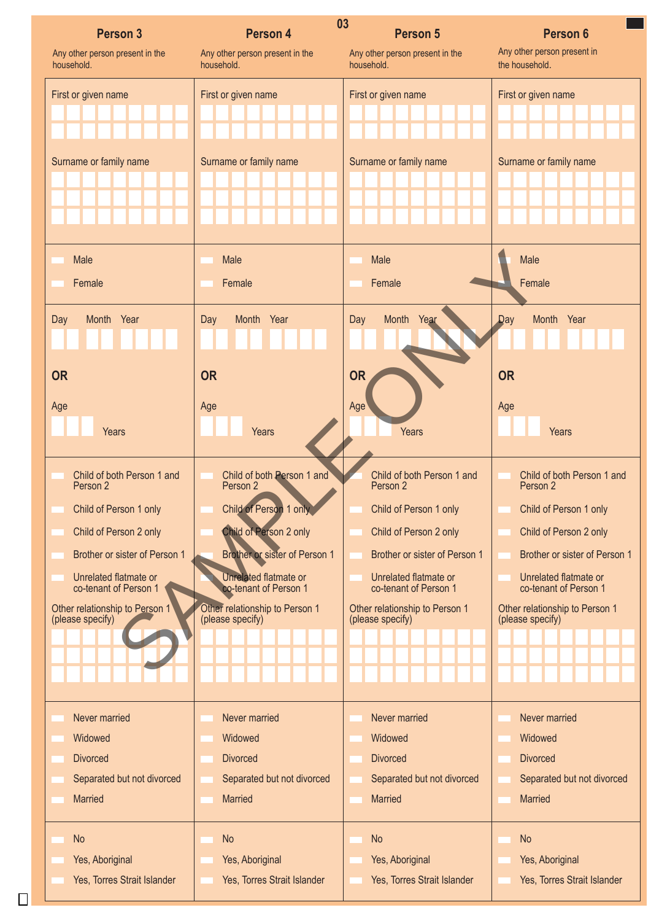| Person 3 | Person 4 | Person 5 | Person 6 |
|---|---|---|---|
| Any other person present in the household. | Any other person present in the household. | Any other person present in the household. | Any other person present in the household. |
| First or given name | First or given name | First or given name | First or given name |
| Surname or family name | Surname or family name | Surname or family name | Surname or family name |
| Male<br>Female | Male<br>Female | Male<br>Female | Male<br>Female |
| Day Month Year<br>**OR**<br>Age Years | Day Month Year<br>**OR**<br>Age Years | Day Month Year<br>**OR**<br>Age Years | Day Month Year<br>**OR**<br>Age Years |
| Child of both Person 1 and Person 2<br>Child of Person 1 only<br>Child of Person 2 only<br>Brother or sister of Person 1<br>Unrelated flatmate or co-tenant of Person 1<br>Other relationship to Person 1 (please specify) | Child of both Person 1 and Person 2<br>Child of Person 1 only<br>Child of Person 2 only<br>Brother or sister of Person 1<br>Unrelated flatmate or co-tenant of Person 1<br>Other relationship to Person 1 (please specify) | Child of both Person 1 and Person 2<br>Child of Person 1 only<br>Child of Person 2 only<br>Brother or sister of Person 1<br>Unrelated flatmate or co-tenant of Person 1<br>Other relationship to Person 1 (please specify) | Child of both Person 1 and Person 2<br>Child of Person 1 only<br>Child of Person 2 only<br>Brother or sister of Person 1<br>Unrelated flatmate or co-tenant of Person 1<br>Other relationship to Person 1 (please specify) |
| Never married<br>Widowed<br>Divorced<br>Separated but not divorced<br>Married | Never married<br>Widowed<br>Divorced<br>Separated but not divorced<br>Married | Never married<br>Widowed<br>Divorced<br>Separated but not divorced<br>Married | Never married<br>Widowed<br>Divorced<br>Separated but not divorced<br>Married |
| No<br>Yes, Aboriginal<br>Yes, Torres Strait Islander | No<br>Yes, Aboriginal<br>Yes, Torres Strait Islander | No<br>Yes, Aboriginal<br>Yes, Torres Strait Islander | No<br>Yes, Aboriginal<br>Yes, Torres Strait Islander |

SAMPLE ONLY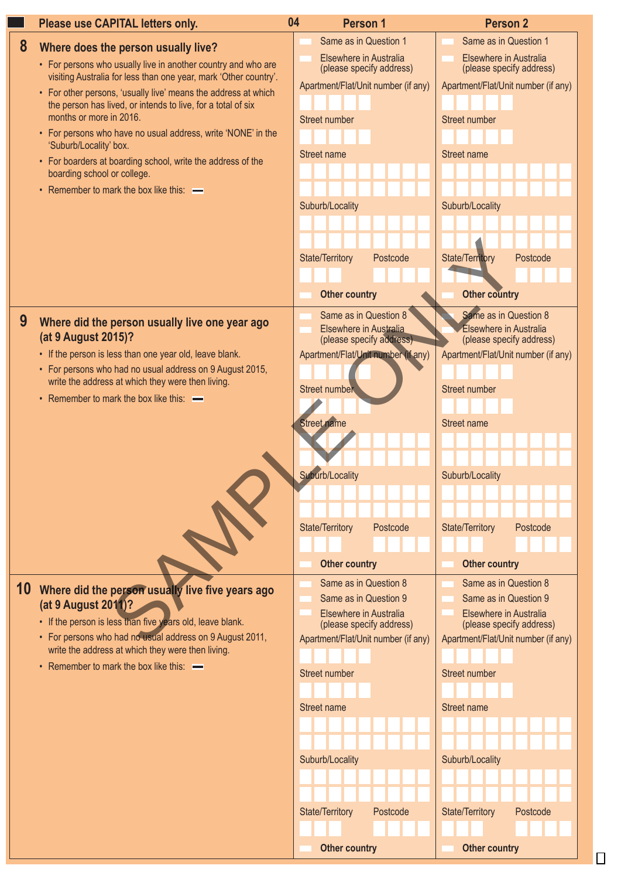Please use CAPITAL letters only.

## 8 Where does the person usually live?

- For persons who usually live in another country and who are visiting Australia for less than one year, mark 'Other country'.
- For other persons, 'usually live' means the address at which the person has lived, or intends to live, for a total of six months or more in 2016.
- For persons who have no usual address, write 'NONE' in the 'Suburb/Locality' box.
- For boarders at boarding school, write the address of the boarding school or college.
- Remember to mark the box like this:

| Person 1 | Person 2 |
|---|---|
| Same as in Question 1 | Same as in Question 1 |
| Elsewhere in Australia (please specify address) | Elsewhere in Australia (please specify address) |
| Apartment/Flat/Unit number (if any) | Apartment/Flat/Unit number (if any) |
| Street number | Street number |
| Street name | Street name |
| Suburb/Locality | Suburb/Locality |
| State/Territory Postcode | State/Territory Postcode |
| Other country | Other country |

## 9 Where did the person usually live one year ago (at 9 August 2015)?

- If the person is less than one year old, leave blank.
- For persons who had no usual address on 9 August 2015, write the address at which they were then living.
- Remember to mark the box like this:

| Person 1 | Person 2 |
|---|---|
| Same as in Question 8 | Same as in Question 8 |
| Elsewhere in Australia (please specify address) | Elsewhere in Australia (please specify address) |
| Apartment/Flat/Unit number (if any) | Apartment/Flat/Unit number (if any) |
| Street number | Street number |
| Street name | Street name |
| Suburb/Locality | Suburb/Locality |
| State/Territory Postcode | State/Territory Postcode |
| Other country | Other country |

## 10 Where did the person usually live five years ago (at 9 August 2011)?

- If the person is less than five years old, leave blank.
- For persons who had no usual address on 9 August 2011, write the address at which they were then living.
- Remember to mark the box like this:

| Person 1 | Person 2 |
|---|---|
| Same as in Question 8 | Same as in Question 8 |
| Same as in Question 9 | Same as in Question 9 |
| Elsewhere in Australia (please specify address) | Elsewhere in Australia (please specify address) |
| Apartment/Flat/Unit number (if any) | Apartment/Flat/Unit number (if any) |
| Street number | Street number |
| Street name | Street name |
| Suburb/Locality | Suburb/Locality |
| State/Territory Postcode | State/Territory Postcode |
| Other country | Other country |

SAMPLE ONLY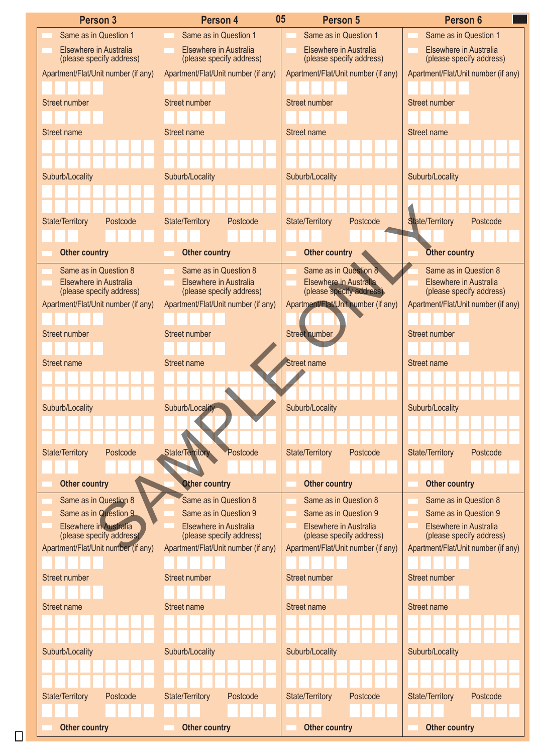| Person 3 | Person 4 | Person 5 | Person 6 |
|---|---|---|---|
| Same as in Question 1 | Same as in Question 1 | Same as in Question 1 | Same as in Question 1 |
| Elsewhere in Australia (please specify address) | Elsewhere in Australia (please specify address) | Elsewhere in Australia (please specify address) | Elsewhere in Australia (please specify address) |
| Apartment/Flat/Unit number (if any) | Apartment/Flat/Unit number (if any) | Apartment/Flat/Unit number (if any) | Apartment/Flat/Unit number (if any) |
| Street number | Street number | Street number | Street number |
| Street name | Street name | Street name | Street name |
| Suburb/Locality | Suburb/Locality | Suburb/Locality | Suburb/Locality |
| State/Territory Postcode | State/Territory Postcode | State/Territory Postcode | State/Territory Postcode |
| **Other country** | **Other country** | **Other country** | **Other country** |
| Same as in Question 8 | Same as in Question 8 | Same as in Question 8 | Same as in Question 8 |
| Elsewhere in Australia (please specify address) | Elsewhere in Australia (please specify address) | Elsewhere in Australia (please specify address) | Elsewhere in Australia (please specify address) |
| Apartment/Flat/Unit number (if any) | Apartment/Flat/Unit number (if any) | Apartment/Flat/Unit number (if any) | Apartment/Flat/Unit number (if any) |
| Street number | Street number | Street number | Street number |
| Street name | Street name | Street name | Street name |
| Suburb/Locality | Suburb/Locality | Suburb/Locality | Suburb/Locality |
| State/Territory Postcode | State/Territory Postcode | State/Territory Postcode | State/Territory Postcode |
| **Other country** | **Other country** | **Other country** | **Other country** |
| Same as in Question 8 | Same as in Question 8 | Same as in Question 8 | Same as in Question 8 |
| Same as in Question 9 | Same as in Question 9 | Same as in Question 9 | Same as in Question 9 |
| Elsewhere in Australia (please specify address) | Elsewhere in Australia (please specify address) | Elsewhere in Australia (please specify address) | Elsewhere in Australia (please specify address) |
| Apartment/Flat/Unit number (if any) | Apartment/Flat/Unit number (if any) | Apartment/Flat/Unit number (if any) | Apartment/Flat/Unit number (if any) |
| Street number | Street number | Street number | Street number |
| Street name | Street name | Street name | Street name |
| Suburb/Locality | Suburb/Locality | Suburb/Locality | Suburb/Locality |
| State/Territory Postcode | State/Territory Postcode | State/Territory Postcode | State/Territory Postcode |
| **Other country** | **Other country** | **Other country** | **Other country** |

SAMPLE ONLY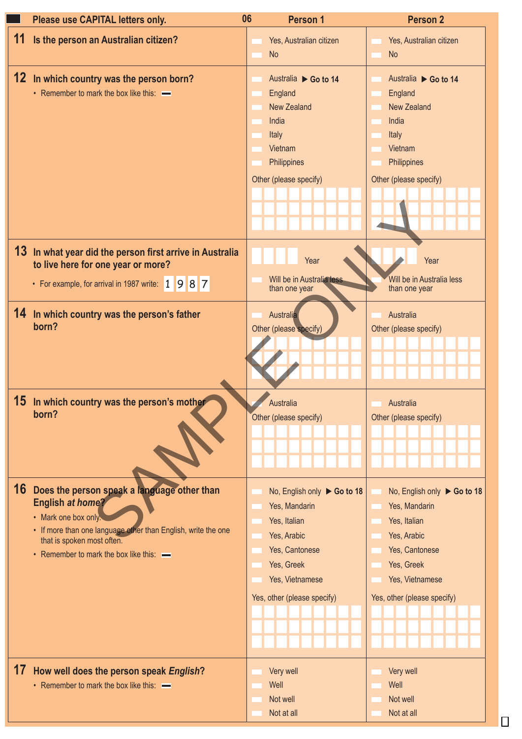Please use CAPITAL letters only. 06

| | Person 1 | Person 2 |
|---|---|---|
| **11 Is the person an Australian citizen?** | Yes, Australian citizen<br>No | Yes, Australian citizen<br>No |
| **12 In which country was the person born?**<br>• Remember to mark the box like this: ▬ | Australia ▶ **Go to 14**<br>England<br>New Zealand<br>India<br>Italy<br>Vietnam<br>Philippines<br>Other (please specify) | Australia ▶ **Go to 14**<br>England<br>New Zealand<br>India<br>Italy<br>Vietnam<br>Philippines<br>Other (please specify) |
| **13 In what year did the person first arrive in Australia to live here for one year or more?**<br>• For example, for arrival in 1987 write: 1 9 8 7 | Year<br>Will be in Australia less than one year | Year<br>Will be in Australia less than one year |
| **14 In which country was the person's father born?** | Australia<br>Other (please specify) | Australia<br>Other (please specify) |
| **15 In which country was the person's mother born?** | Australia<br>Other (please specify) | Australia<br>Other (please specify) |
| **16 Does the person speak a language other than English *at home*?**<br>• Mark one box only.<br>• If more than one language other than English, write the one that is spoken most often.<br>• Remember to mark the box like this: ▬ | No, English only ▶ **Go to 18**<br>Yes, Mandarin<br>Yes, Italian<br>Yes, Arabic<br>Yes, Cantonese<br>Yes, Greek<br>Yes, Vietnamese<br>Yes, other (please specify) | No, English only ▶ **Go to 18**<br>Yes, Mandarin<br>Yes, Italian<br>Yes, Arabic<br>Yes, Cantonese<br>Yes, Greek<br>Yes, Vietnamese<br>Yes, other (please specify) |
| **17 How well does the person speak *English*?**<br>• Remember to mark the box like this: ▬ | Very well<br>Well<br>Not well<br>Not at all | Very well<br>Well<br>Not well<br>Not at all |

SAMPLE ONLY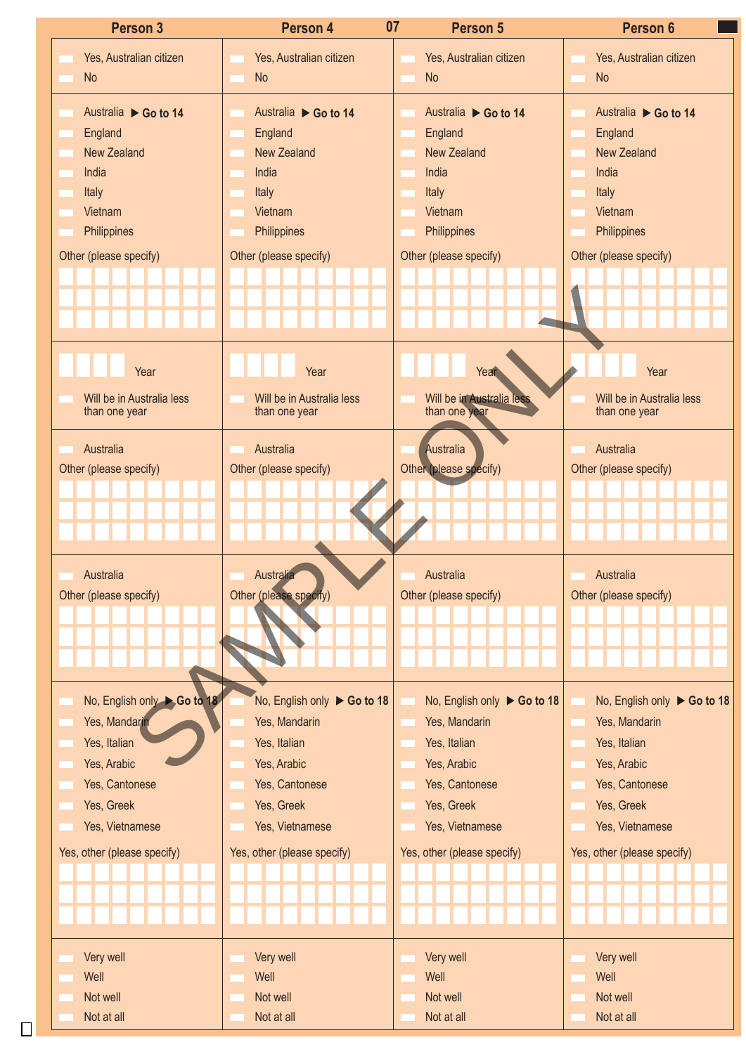| Person 3 | Person 4 | Person 5 | Person 6 |
| --- | --- | --- | --- |
| Yes, Australian citizen<br>No | Yes, Australian citizen<br>No | Yes, Australian citizen<br>No | Yes, Australian citizen<br>No |
| Australia ▶ Go to 14<br>England<br>New Zealand<br>India<br>Italy<br>Vietnam<br>Philippines<br>Other (please specify) | Australia ▶ Go to 14<br>England<br>New Zealand<br>India<br>Italy<br>Vietnam<br>Philippines<br>Other (please specify) | Australia ▶ Go to 14<br>England<br>New Zealand<br>India<br>Italy<br>Vietnam<br>Philippines<br>Other (please specify) | Australia ▶ Go to 14<br>England<br>New Zealand<br>India<br>Italy<br>Vietnam<br>Philippines<br>Other (please specify) |
| Year<br>Will be in Australia less than one year | Year<br>Will be in Australia less than one year | Year<br>Will be in Australia less than one year | Year<br>Will be in Australia less than one year |
| Australia<br>Other (please specify) | Australia<br>Other (please specify) | Australia<br>Other (please specify) | Australia<br>Other (please specify) |
| Australia<br>Other (please specify) | Australia<br>Other (please specify) | Australia<br>Other (please specify) | Australia<br>Other (please specify) |
| No, English only ▶ Go to 18<br>Yes, Mandarin<br>Yes, Italian<br>Yes, Arabic<br>Yes, Cantonese<br>Yes, Greek<br>Yes, Vietnamese<br>Yes, other (please specify) | No, English only ▶ Go to 18<br>Yes, Mandarin<br>Yes, Italian<br>Yes, Arabic<br>Yes, Cantonese<br>Yes, Greek<br>Yes, Vietnamese<br>Yes, other (please specify) | No, English only ▶ Go to 18<br>Yes, Mandarin<br>Yes, Italian<br>Yes, Arabic<br>Yes, Cantonese<br>Yes, Greek<br>Yes, Vietnamese<br>Yes, other (please specify) | No, English only ▶ Go to 18<br>Yes, Mandarin<br>Yes, Italian<br>Yes, Arabic<br>Yes, Cantonese<br>Yes, Greek<br>Yes, Vietnamese<br>Yes, other (please specify) |
| Very well<br>Well<br>Not well<br>Not at all | Very well<br>Well<br>Not well<br>Not at all | Very well<br>Well<br>Not well<br>Not at all | Very well<br>Well<br>Not well<br>Not at all |

SAMPLE ONLY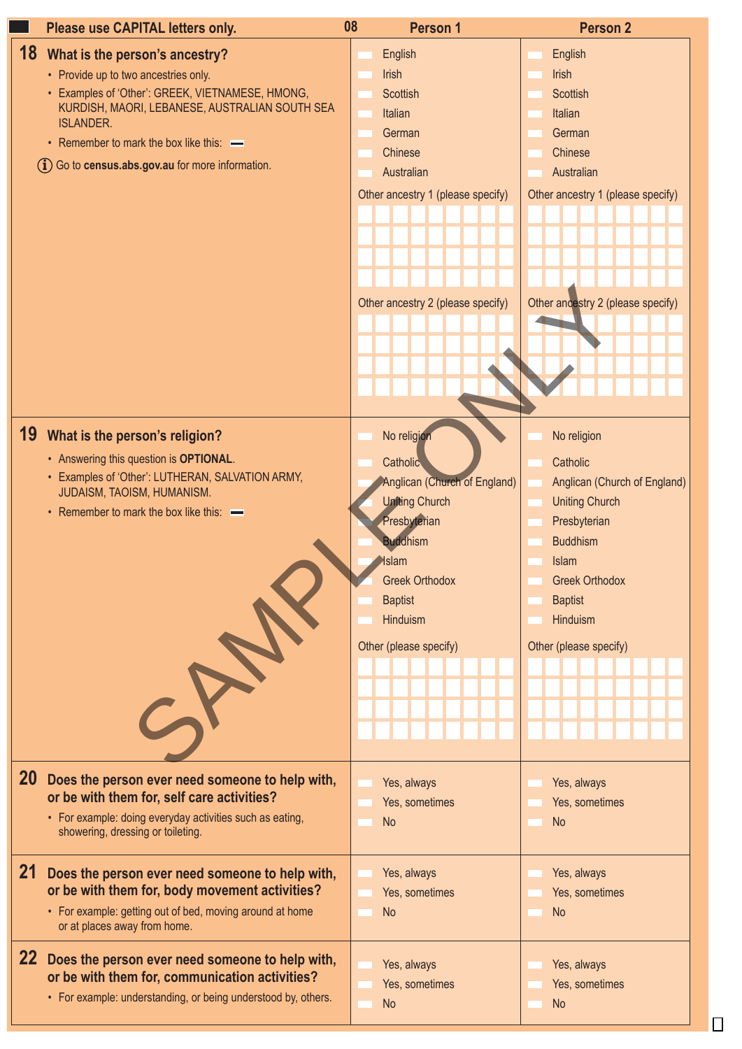Please use CAPITAL letters only. 08

SAMPLE ONLY

| | Person 1 | Person 2 |
|---|---|---|
| **18 What is the person's ancestry?**<br>• Provide up to two ancestries only.<br>• Examples of 'Other': GREEK, VIETNAMESE, HMONG, KURDISH, MAORI, LEBANESE, AUSTRALIAN SOUTH SEA ISLANDER.<br>• Remember to mark the box like this: ▬<br>ⓘ Go to **census.abs.gov.au** for more information. | ☐ English<br>☐ Irish<br>☐ Scottish<br>☐ Italian<br>☐ German<br>☐ Chinese<br>☐ Australian<br>Other ancestry 1 (please specify)<br>Other ancestry 2 (please specify) | ☐ English<br>☐ Irish<br>☐ Scottish<br>☐ Italian<br>☐ German<br>☐ Chinese<br>☐ Australian<br>Other ancestry 1 (please specify)<br>Other ancestry 2 (please specify) |
| **19 What is the person's religion?**<br>• Answering this question is **OPTIONAL**.<br>• Examples of 'Other': LUTHERAN, SALVATION ARMY, JUDAISM, TAOISM, HUMANISM.<br>• Remember to mark the box like this: ▬ | ☐ No religion<br>☐ Catholic<br>☐ Anglican (Church of England)<br>☐ Uniting Church<br>☐ Presbyterian<br>☐ Buddhism<br>☐ Islam<br>☐ Greek Orthodox<br>☐ Baptist<br>☐ Hinduism<br>Other (please specify) | ☐ No religion<br>☐ Catholic<br>☐ Anglican (Church of England)<br>☐ Uniting Church<br>☐ Presbyterian<br>☐ Buddhism<br>☐ Islam<br>☐ Greek Orthodox<br>☐ Baptist<br>☐ Hinduism<br>Other (please specify) |
| **20 Does the person ever need someone to help with, or be with them for, self care activities?**<br>• For example: doing everyday activities such as eating, showering, dressing or toileting. | ☐ Yes, always<br>☐ Yes, sometimes<br>☐ No | ☐ Yes, always<br>☐ Yes, sometimes<br>☐ No |
| **21 Does the person ever need someone to help with, or be with them for, body movement activities?**<br>• For example: getting out of bed, moving around at home or at places away from home. | ☐ Yes, always<br>☐ Yes, sometimes<br>☐ No | ☐ Yes, always<br>☐ Yes, sometimes<br>☐ No |
| **22 Does the person ever need someone to help with, or be with them for, communication activities?**<br>• For example: understanding, or being understood by, others. | ☐ Yes, always<br>☐ Yes, sometimes<br>☐ No | ☐ Yes, always<br>☐ Yes, sometimes<br>☐ No |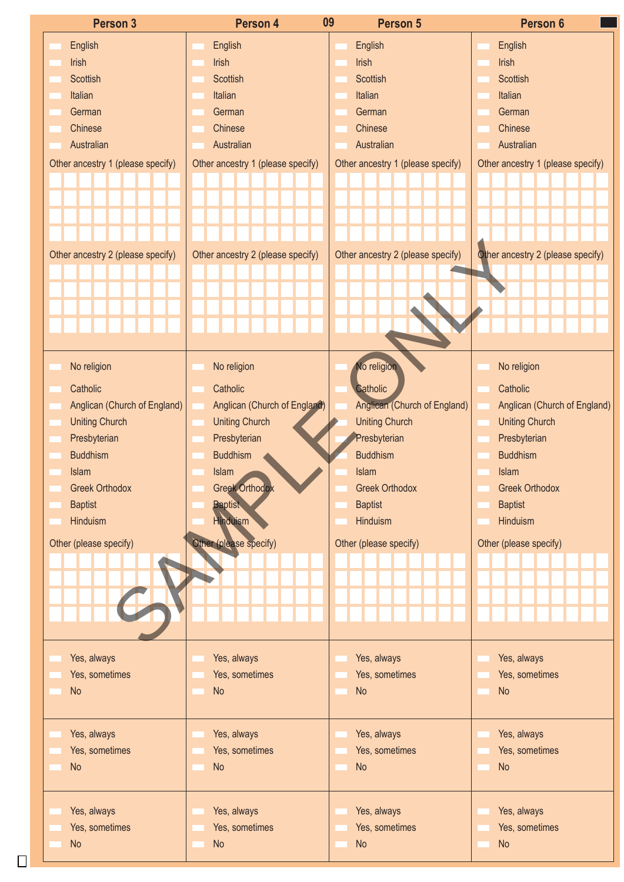| Person 3 | Person 4 | Person 5 | Person 6 |
| --- | --- | --- | --- |
| English<br>Irish<br>Scottish<br>Italian<br>German<br>Chinese<br>Australian<br>Other ancestry 1 (please specify)<br>Other ancestry 2 (please specify) | English<br>Irish<br>Scottish<br>Italian<br>German<br>Chinese<br>Australian<br>Other ancestry 1 (please specify)<br>Other ancestry 2 (please specify) | English<br>Irish<br>Scottish<br>Italian<br>German<br>Chinese<br>Australian<br>Other ancestry 1 (please specify)<br>Other ancestry 2 (please specify) | English<br>Irish<br>Scottish<br>Italian<br>German<br>Chinese<br>Australian<br>Other ancestry 1 (please specify)<br>Other ancestry 2 (please specify) |
| No religion<br>Catholic<br>Anglican (Church of England)<br>Uniting Church<br>Presbyterian<br>Buddhism<br>Islam<br>Greek Orthodox<br>Baptist<br>Hinduism<br>Other (please specify) | No religion<br>Catholic<br>Anglican (Church of England)<br>Uniting Church<br>Presbyterian<br>Buddhism<br>Islam<br>Greek Orthodox<br>Baptist<br>Hinduism<br>Other (please specify) | No religion<br>Catholic<br>Anglican (Church of England)<br>Uniting Church<br>Presbyterian<br>Buddhism<br>Islam<br>Greek Orthodox<br>Baptist<br>Hinduism<br>Other (please specify) | No religion<br>Catholic<br>Anglican (Church of England)<br>Uniting Church<br>Presbyterian<br>Buddhism<br>Islam<br>Greek Orthodox<br>Baptist<br>Hinduism<br>Other (please specify) |
| Yes, always<br>Yes, sometimes<br>No | Yes, always<br>Yes, sometimes<br>No | Yes, always<br>Yes, sometimes<br>No | Yes, always<br>Yes, sometimes<br>No |
| Yes, always<br>Yes, sometimes<br>No | Yes, always<br>Yes, sometimes<br>No | Yes, always<br>Yes, sometimes<br>No | Yes, always<br>Yes, sometimes<br>No |
| Yes, always<br>Yes, sometimes<br>No | Yes, always<br>Yes, sometimes<br>No | Yes, always<br>Yes, sometimes<br>No | Yes, always<br>Yes, sometimes<br>No |

SAMPLE ONLY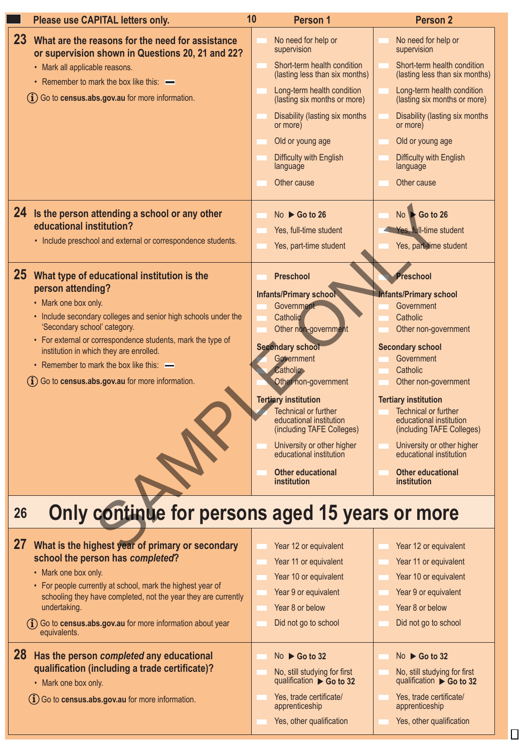**Please use CAPITAL letters only.**

| | Person 1 | Person 2 |
|---|---|---|
| **23 What are the reasons for the need for assistance or supervision shown in Questions 20, 21 and 22?**<br>• Mark all applicable reasons.<br>• Remember to mark the box like this: ▬<br>ⓘ Go to **census.abs.gov.au** for more information. | ☐ No need for help or supervision<br>☐ Short-term health condition (lasting less than six months)<br>☐ Long-term health condition (lasting six months or more)<br>☐ Disability (lasting six months or more)<br>☐ Old or young age<br>☐ Difficulty with English language<br>☐ Other cause | ☐ No need for help or supervision<br>☐ Short-term health condition (lasting less than six months)<br>☐ Long-term health condition (lasting six months or more)<br>☐ Disability (lasting six months or more)<br>☐ Old or young age<br>☐ Difficulty with English language<br>☐ Other cause |
| **24 Is the person attending a school or any other educational institution?**<br>• Include preschool and external or correspondence students. | ☐ No ▶ **Go to 26**<br>☐ Yes, full-time student<br>☐ Yes, part-time student | ☐ No ▶ **Go to 26**<br>☐ Yes, full-time student<br>☐ Yes, part-time student |
| **25 What type of educational institution is the person attending?**<br>• Mark one box only.<br>• Include secondary colleges and senior high schools under the 'Secondary school' category.<br>• For external or correspondence students, mark the type of institution in which they are enrolled.<br>• Remember to mark the box like this: ▬<br>ⓘ Go to **census.abs.gov.au** for more information. | ☐ **Preschool**<br>**Infants/Primary school**<br>☐ Government<br>☐ Catholic<br>☐ Other non-government<br>**Secondary school**<br>☐ Government<br>☐ Catholic<br>☐ Other non-government<br>**Tertiary institution**<br>☐ Technical or further educational institution (including TAFE Colleges)<br>☐ University or other higher educational institution<br>☐ **Other educational institution** | ☐ **Preschool**<br>**Infants/Primary school**<br>☐ Government<br>☐ Catholic<br>☐ Other non-government<br>**Secondary school**<br>☐ Government<br>☐ Catholic<br>☐ Other non-government<br>**Tertiary institution**<br>☐ Technical or further educational institution (including TAFE Colleges)<br>☐ University or other higher educational institution<br>☐ **Other educational institution** |

## 26 Only continue for persons aged 15 years or more

| | Person 1 | Person 2 |
|---|---|---|
| **27 What is the highest year of primary or secondary school the person has *completed*?**<br>• Mark one box only.<br>• For people currently at school, mark the highest year of schooling they have completed, not the year they are currently undertaking.<br>ⓘ Go to **census.abs.gov.au** for more information about year equivalents. | ☐ Year 12 or equivalent<br>☐ Year 11 or equivalent<br>☐ Year 10 or equivalent<br>☐ Year 9 or equivalent<br>☐ Year 8 or below<br>☐ Did not go to school | ☐ Year 12 or equivalent<br>☐ Year 11 or equivalent<br>☐ Year 10 or equivalent<br>☐ Year 9 or equivalent<br>☐ Year 8 or below<br>☐ Did not go to school |
| **28 Has the person *completed* any educational qualification (including a trade certificate)?**<br>• Mark one box only.<br>ⓘ Go to **census.abs.gov.au** for more information. | ☐ No ▶ **Go to 32**<br>☐ No, still studying for first qualification ▶ **Go to 32**<br>☐ Yes, trade certificate/ apprenticeship<br>☐ Yes, other qualification | ☐ No ▶ **Go to 32**<br>☐ No, still studying for first qualification ▶ **Go to 32**<br>☐ Yes, trade certificate/ apprenticeship<br>☐ Yes, other qualification |

SAMPLE ONLY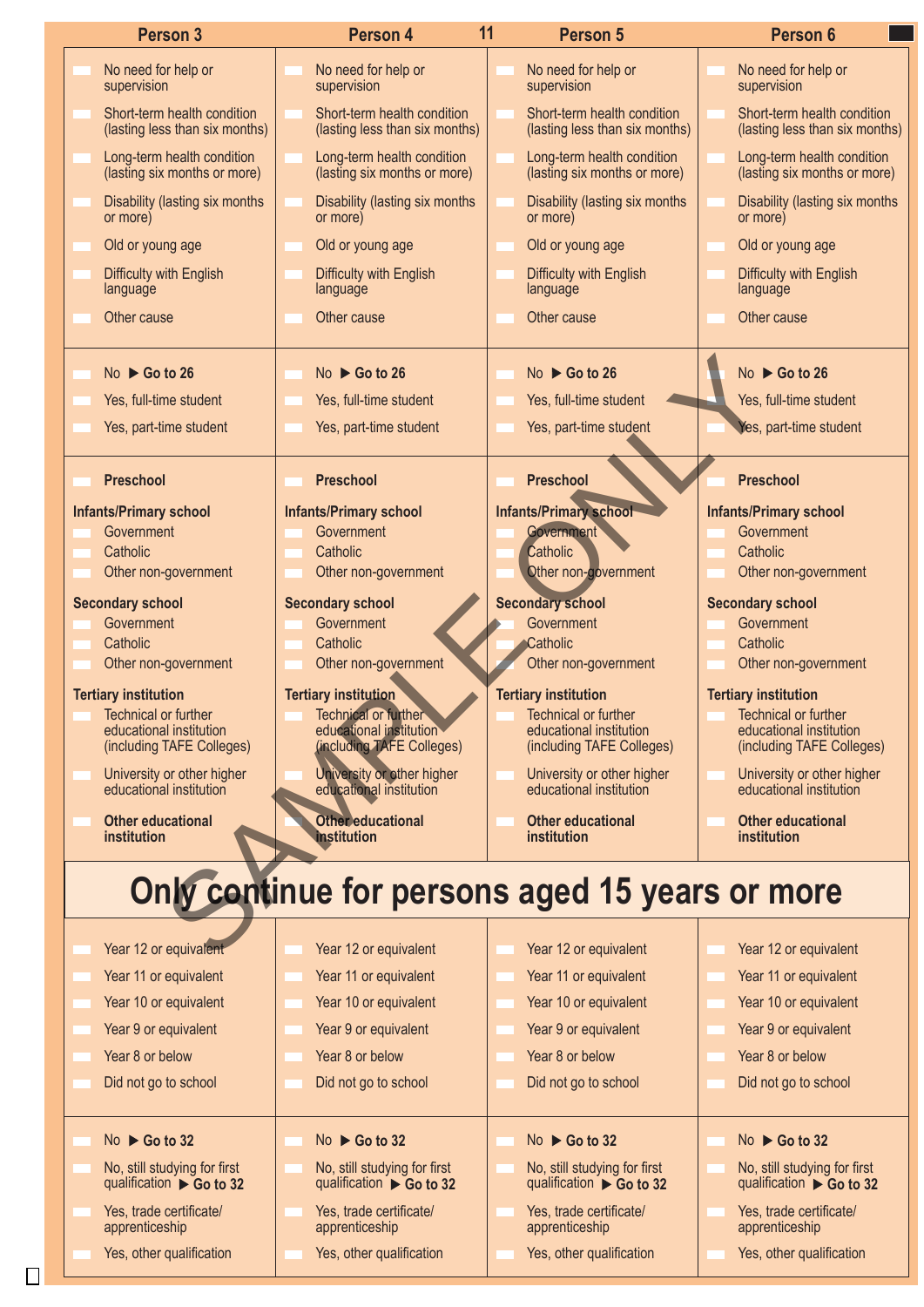| Person 3 | Person 4 | Person 5 | Person 6 |
|---|---|---|---|
| No need for help or supervision | No need for help or supervision | No need for help or supervision | No need for help or supervision |
| Short-term health condition (lasting less than six months) | Short-term health condition (lasting less than six months) | Short-term health condition (lasting less than six months) | Short-term health condition (lasting less than six months) |
| Long-term health condition (lasting six months or more) | Long-term health condition (lasting six months or more) | Long-term health condition (lasting six months or more) | Long-term health condition (lasting six months or more) |
| Disability (lasting six months or more) | Disability (lasting six months or more) | Disability (lasting six months or more) | Disability (lasting six months or more) |
| Old or young age | Old or young age | Old or young age | Old or young age |
| Difficulty with English language | Difficulty with English language | Difficulty with English language | Difficulty with English language |
| Other cause | Other cause | Other cause | Other cause |

| Person 3 | Person 4 | Person 5 | Person 6 |
|---|---|---|---|
| No ▶ **Go to 26** | No ▶ **Go to 26** | No ▶ **Go to 26** | No ▶ **Go to 26** |
| Yes, full-time student | Yes, full-time student | Yes, full-time student | Yes, full-time student |
| Yes, part-time student | Yes, part-time student | Yes, part-time student | Yes, part-time student |

| Person 3 | Person 4 | Person 5 | Person 6 |
|---|---|---|---|
| **Preschool** | **Preschool** | **Preschool** | **Preschool** |
| **Infants/Primary school** | **Infants/Primary school** | **Infants/Primary school** | **Infants/Primary school** |
| Government | Government | Government | Government |
| Catholic | Catholic | Catholic | Catholic |
| Other non-government | Other non-government | Other non-government | Other non-government |
| **Secondary school** | **Secondary school** | **Secondary school** | **Secondary school** |
| Government | Government | Government | Government |
| Catholic | Catholic | Catholic | Catholic |
| Other non-government | Other non-government | Other non-government | Other non-government |
| **Tertiary institution** | **Tertiary institution** | **Tertiary institution** | **Tertiary institution** |
| Technical or further educational institution (including TAFE Colleges) | Technical or further educational institution (including TAFE Colleges) | Technical or further educational institution (including TAFE Colleges) | Technical or further educational institution (including TAFE Colleges) |
| University or other higher educational institution | University or other higher educational institution | University or other higher educational institution | University or other higher educational institution |
| **Other educational institution** | **Other educational institution** | **Other educational institution** | **Other educational institution** |

# Only continue for persons aged 15 years or more

| Person 3 | Person 4 | Person 5 | Person 6 |
|---|---|---|---|
| Year 12 or equivalent | Year 12 or equivalent | Year 12 or equivalent | Year 12 or equivalent |
| Year 11 or equivalent | Year 11 or equivalent | Year 11 or equivalent | Year 11 or equivalent |
| Year 10 or equivalent | Year 10 or equivalent | Year 10 or equivalent | Year 10 or equivalent |
| Year 9 or equivalent | Year 9 or equivalent | Year 9 or equivalent | Year 9 or equivalent |
| Year 8 or below | Year 8 or below | Year 8 or below | Year 8 or below |
| Did not go to school | Did not go to school | Did not go to school | Did not go to school |

| Person 3 | Person 4 | Person 5 | Person 6 |
|---|---|---|---|
| No ▶ **Go to 32** | No ▶ **Go to 32** | No ▶ **Go to 32** | No ▶ **Go to 32** |
| No, still studying for first qualification ▶ **Go to 32** | No, still studying for first qualification ▶ **Go to 32** | No, still studying for first qualification ▶ **Go to 32** | No, still studying for first qualification ▶ **Go to 32** |
| Yes, trade certificate/ apprenticeship | Yes, trade certificate/ apprenticeship | Yes, trade certificate/ apprenticeship | Yes, trade certificate/ apprenticeship |
| Yes, other qualification | Yes, other qualification | Yes, other qualification | Yes, other qualification |

SAMPLE ONLY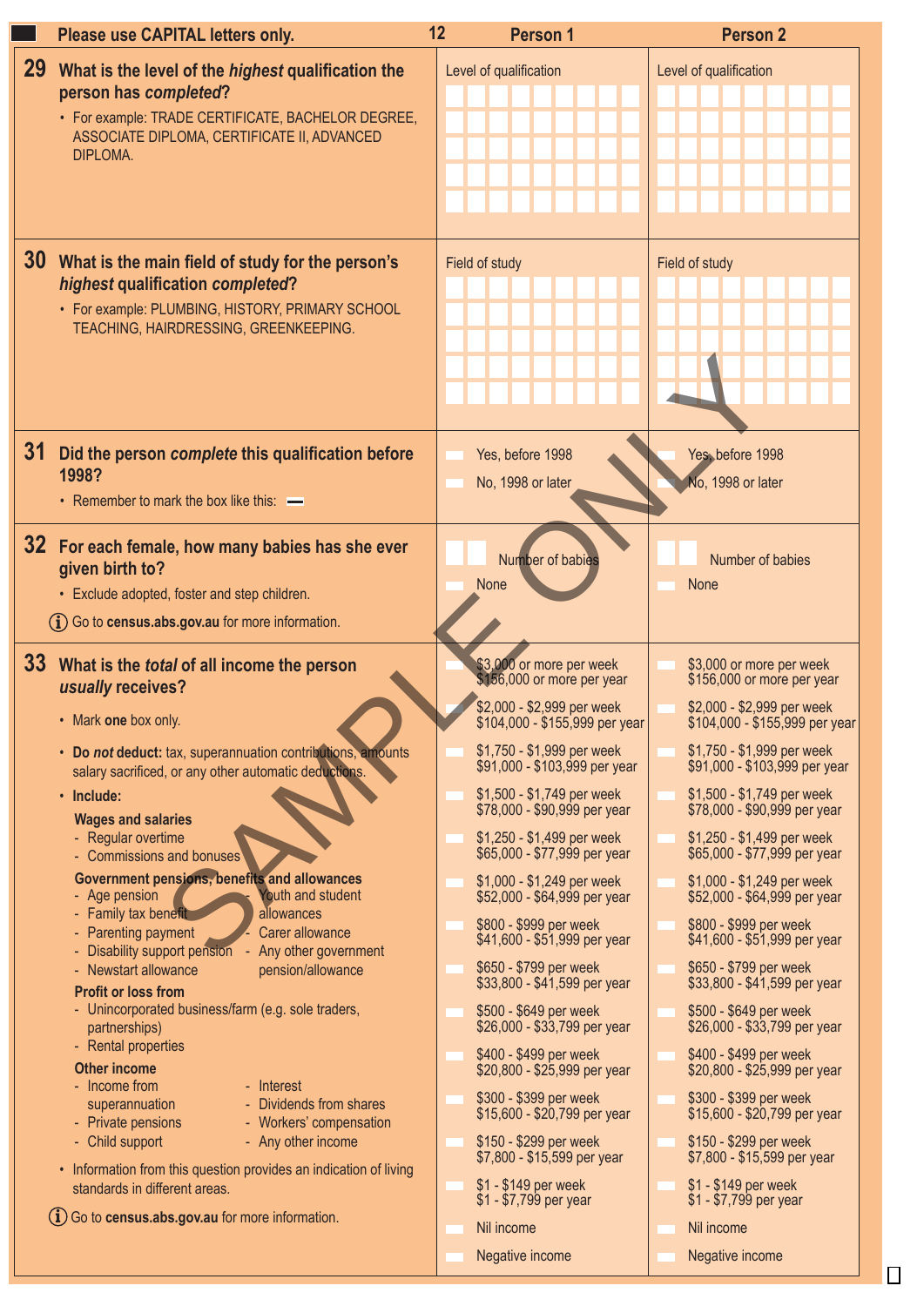Please use CAPITAL letters only.

| | Person 1 | Person 2 |
|---|---|---|
| **29 What is the level of the *highest* qualification the person has *completed*?**<br>• For example: TRADE CERTIFICATE, BACHELOR DEGREE, ASSOCIATE DIPLOMA, CERTIFICATE II, ADVANCED DIPLOMA. | Level of qualification | Level of qualification |
| **30 What is the main field of study for the person's *highest* qualification *completed*?**<br>• For example: PLUMBING, HISTORY, PRIMARY SCHOOL TEACHING, HAIRDRESSING, GREENKEEPING. | Field of study | Field of study |
| **31 Did the person *complete* this qualification before 1998?**<br>• Remember to mark the box like this: ▬ | ☐ Yes, before 1998<br>☐ No, 1998 or later | ☐ Yes, before 1998<br>☐ No, 1998 or later |
| **32 For each female, how many babies has she ever given birth to?**<br>• Exclude adopted, foster and step children.<br>ⓘ Go to **census.abs.gov.au** for more information. | ☐☐ Number of babies<br>☐ None | ☐☐ Number of babies<br>☐ None |
| **33 What is the *total* of all income the person *usually* receives?**<br>• Mark **one** box only.<br>• **Do *not* deduct:** tax, superannuation contributions, amounts salary sacrificed, or any other automatic deductions.<br>• **Include:**<br>**Wages and salaries**<br>- Regular overtime<br>- Commissions and bonuses<br>**Government pensions, benefits and allowances**<br>- Age pension<br>- Family tax benefit<br>- Parenting payment<br>- Disability support pension<br>- Newstart allowance<br>- Youth and student allowances<br>- Carer allowance<br>- Any other government pension/allowance<br>**Profit or loss from**<br>- Unincorporated business/farm (e.g. sole traders, partnerships)<br>- Rental properties<br>**Other income**<br>- Income from superannuation<br>- Private pensions<br>- Child support<br>- Interest<br>- Dividends from shares<br>- Workers' compensation<br>- Any other income<br>• Information from this question provides an indication of living standards in different areas.<br>ⓘ Go to **census.abs.gov.au** for more information. | ☐ $3,000 or more per week / $156,000 or more per year<br>☐ $2,000 - $2,999 per week / $104,000 - $155,999 per year<br>☐ $1,750 - $1,999 per week / $91,000 - $103,999 per year<br>☐ $1,500 - $1,749 per week / $78,000 - $90,999 per year<br>☐ $1,250 - $1,499 per week / $65,000 - $77,999 per year<br>☐ $1,000 - $1,249 per week / $52,000 - $64,999 per year<br>☐ $800 - $999 per week / $41,600 - $51,999 per year<br>☐ $650 - $799 per week / $33,800 - $41,599 per year<br>☐ $500 - $649 per week / $26,000 - $33,799 per year<br>☐ $400 - $499 per week / $20,800 - $25,999 per year<br>☐ $300 - $399 per week / $15,600 - $20,799 per year<br>☐ $150 - $299 per week / $7,800 - $15,599 per year<br>☐ $1 - $149 per week / $1 - $7,799 per year<br>☐ Nil income<br>☐ Negative income | ☐ $3,000 or more per week / $156,000 or more per year<br>☐ $2,000 - $2,999 per week / $104,000 - $155,999 per year<br>☐ $1,750 - $1,999 per week / $91,000 - $103,999 per year<br>☐ $1,500 - $1,749 per week / $78,000 - $90,999 per year<br>☐ $1,250 - $1,499 per week / $65,000 - $77,999 per year<br>☐ $1,000 - $1,249 per week / $52,000 - $64,999 per year<br>☐ $800 - $999 per week / $41,600 - $51,999 per year<br>☐ $650 - $799 per week / $33,800 - $41,599 per year<br>☐ $500 - $649 per week / $26,000 - $33,799 per year<br>☐ $400 - $499 per week / $20,800 - $25,999 per year<br>☐ $300 - $399 per week / $15,600 - $20,799 per year<br>☐ $150 - $299 per week / $7,800 - $15,599 per year<br>☐ $1 - $149 per week / $1 - $7,799 per year<br>☐ Nil income<br>☐ Negative income |

SAMPLE ONLY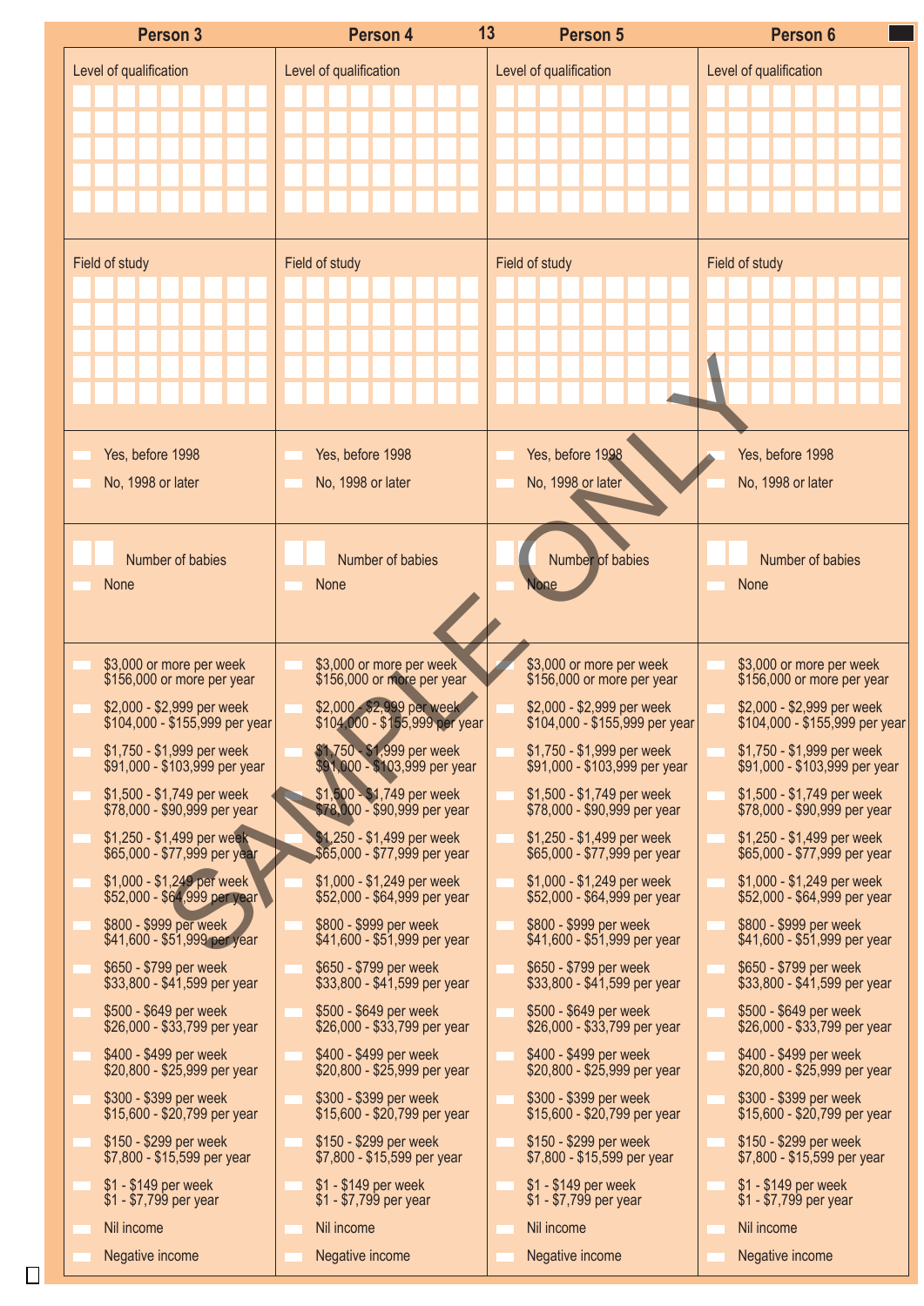| Person 3 | Person 4 | Person 5 | Person 6 |
| --- | --- | --- | --- |
| Level of qualification | Level of qualification | Level of qualification | Level of qualification |
| Field of study | Field of study | Field of study | Field of study |
| Yes, before 1998<br>No, 1998 or later | Yes, before 1998<br>No, 1998 or later | Yes, before 1998<br>No, 1998 or later | Yes, before 1998<br>No, 1998 or later |
| Number of babies<br>None | Number of babies<br>None | Number of babies<br>None | Number of babies<br>None |
| $3,000 or more per week $156,000 or more per year | $3,000 or more per week $156,000 or more per year | $3,000 or more per week $156,000 or more per year | $3,000 or more per week $156,000 or more per year |
| $2,000 - $2,999 per week $104,000 - $155,999 per year | $2,000 - $2,999 per week $104,000 - $155,999 per year | $2,000 - $2,999 per week $104,000 - $155,999 per year | $2,000 - $2,999 per week $104,000 - $155,999 per year |
| $1,750 - $1,999 per week $91,000 - $103,999 per year | $1,750 - $1,999 per week $91,000 - $103,999 per year | $1,750 - $1,999 per week $91,000 - $103,999 per year | $1,750 - $1,999 per week $91,000 - $103,999 per year |
| $1,500 - $1,749 per week $78,000 - $90,999 per year | $1,500 - $1,749 per week $78,000 - $90,999 per year | $1,500 - $1,749 per week $78,000 - $90,999 per year | $1,500 - $1,749 per week $78,000 - $90,999 per year |
| $1,250 - $1,499 per week $65,000 - $77,999 per year | $1,250 - $1,499 per week $65,000 - $77,999 per year | $1,250 - $1,499 per week $65,000 - $77,999 per year | $1,250 - $1,499 per week $65,000 - $77,999 per year |
| $1,000 - $1,249 per week $52,000 - $64,999 per year | $1,000 - $1,249 per week $52,000 - $64,999 per year | $1,000 - $1,249 per week $52,000 - $64,999 per year | $1,000 - $1,249 per week $52,000 - $64,999 per year |
| $800 - $999 per week $41,600 - $51,999 per year | $800 - $999 per week $41,600 - $51,999 per year | $800 - $999 per week $41,600 - $51,999 per year | $800 - $999 per week $41,600 - $51,999 per year |
| $650 - $799 per week $33,800 - $41,599 per year | $650 - $799 per week $33,800 - $41,599 per year | $650 - $799 per week $33,800 - $41,599 per year | $650 - $799 per week $33,800 - $41,599 per year |
| $500 - $649 per week $26,000 - $33,799 per year | $500 - $649 per week $26,000 - $33,799 per year | $500 - $649 per week $26,000 - $33,799 per year | $500 - $649 per week $26,000 - $33,799 per year |
| $400 - $499 per week $20,800 - $25,999 per year | $400 - $499 per week $20,800 - $25,999 per year | $400 - $499 per week $20,800 - $25,999 per year | $400 - $499 per week $20,800 - $25,999 per year |
| $300 - $399 per week $15,600 - $20,799 per year | $300 - $399 per week $15,600 - $20,799 per year | $300 - $399 per week $15,600 - $20,799 per year | $300 - $399 per week $15,600 - $20,799 per year |
| $150 - $299 per week $7,800 - $15,599 per year | $150 - $299 per week $7,800 - $15,599 per year | $150 - $299 per week $7,800 - $15,599 per year | $150 - $299 per week $7,800 - $15,599 per year |
| $1 - $149 per week $1 - $7,799 per year | $1 - $149 per week $1 - $7,799 per year | $1 - $149 per week $1 - $7,799 per year | $1 - $149 per week $1 - $7,799 per year |
| Nil income | Nil income | Nil income | Nil income |
| Negative income | Negative income | Negative income | Negative income |

SAMPLE ONLY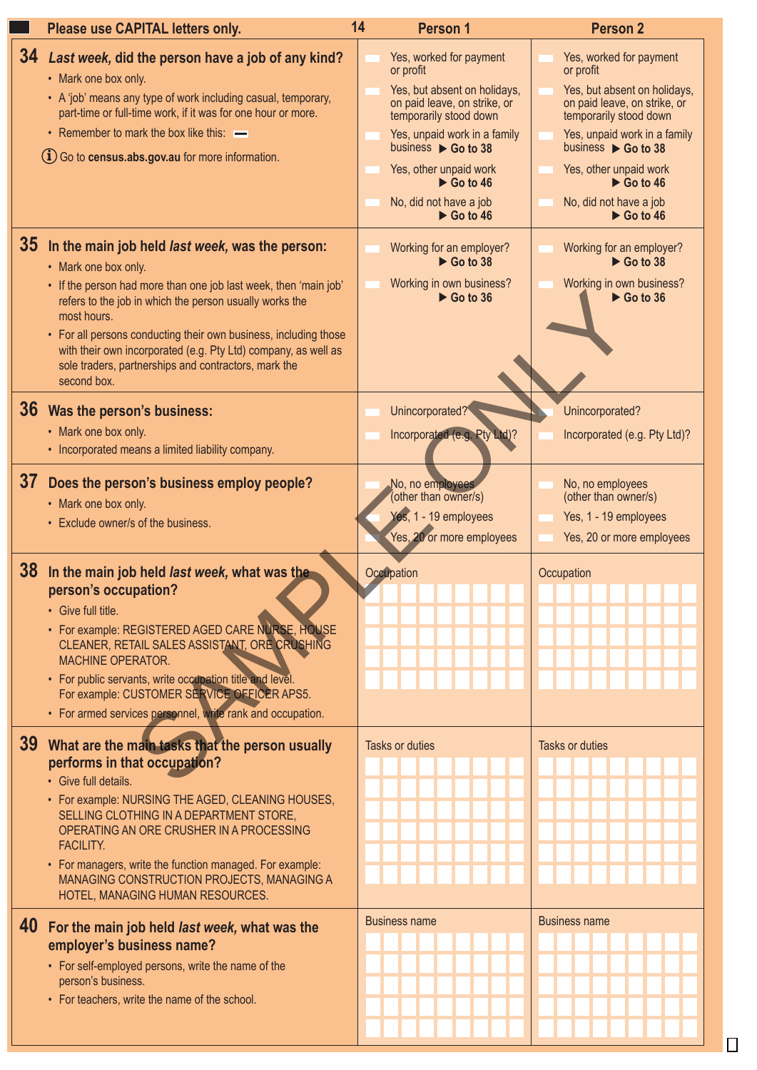Please use CAPITAL letters only.

| | Person 1 | Person 2 |
|---|---|---|
| **34 *Last week*, did the person have a job of any kind?**<br>• Mark one box only.<br>• A 'job' means any type of work including casual, temporary, part-time or full-time work, if it was for one hour or more.<br>• Remember to mark the box like this: ▬<br>ⓘ Go to **census.abs.gov.au** for more information. | ☐ Yes, worked for payment or profit<br>☐ Yes, but absent on holidays, on paid leave, on strike, or temporarily stood down<br>☐ Yes, unpaid work in a family business ▶ **Go to 38**<br>☐ Yes, other unpaid work ▶ **Go to 46**<br>☐ No, did not have a job ▶ **Go to 46** | ☐ Yes, worked for payment or profit<br>☐ Yes, but absent on holidays, on paid leave, on strike, or temporarily stood down<br>☐ Yes, unpaid work in a family business ▶ **Go to 38**<br>☐ Yes, other unpaid work ▶ **Go to 46**<br>☐ No, did not have a job ▶ **Go to 46** |
| **35 In the main job held *last week*, was the person:**<br>• Mark one box only.<br>• If the person had more than one job last week, then 'main job' refers to the job in which the person usually works the most hours.<br>• For all persons conducting their own business, including those with their own incorporated (e.g. Pty Ltd) company, as well as sole traders, partnerships and contractors, mark the second box. | ☐ Working for an employer? ▶ **Go to 38**<br>☐ Working in own business? ▶ **Go to 36** | ☐ Working for an employer? ▶ **Go to 38**<br>☐ Working in own business? ▶ **Go to 36** |
| **36 Was the person's business:**<br>• Mark one box only.<br>• Incorporated means a limited liability company. | ☐ Unincorporated?<br>☐ Incorporated (e.g. Pty Ltd)? | ☐ Unincorporated?<br>☐ Incorporated (e.g. Pty Ltd)? |
| **37 Does the person's business employ people?**<br>• Mark one box only.<br>• Exclude owner/s of the business. | ☐ No, no employees (other than owner/s)<br>☐ Yes, 1 - 19 employees<br>☐ Yes, 20 or more employees | ☐ No, no employees (other than owner/s)<br>☐ Yes, 1 - 19 employees<br>☐ Yes, 20 or more employees |
| **38 In the main job held *last week*, what was the person's occupation?**<br>• Give full title.<br>• For example: REGISTERED AGED CARE NURSE, HOUSE CLEANER, RETAIL SALES ASSISTANT, ORE CRUSHING MACHINE OPERATOR.<br>• For public servants, write occupation title and level. For example: CUSTOMER SERVICE OFFICER APS5.<br>• For armed services personnel, write rank and occupation. | Occupation | Occupation |
| **39 What are the main tasks that the person usually performs in that occupation?**<br>• Give full details.<br>• For example: NURSING THE AGED, CLEANING HOUSES, SELLING CLOTHING IN A DEPARTMENT STORE, OPERATING AN ORE CRUSHER IN A PROCESSING FACILITY.<br>• For managers, write the function managed. For example: MANAGING CONSTRUCTION PROJECTS, MANAGING A HOTEL, MANAGING HUMAN RESOURCES. | Tasks or duties | Tasks or duties |
| **40 For the main job held *last week*, what was the employer's business name?**<br>• For self-employed persons, write the name of the person's business.<br>• For teachers, write the name of the school. | Business name | Business name |

SAMPLE ONLY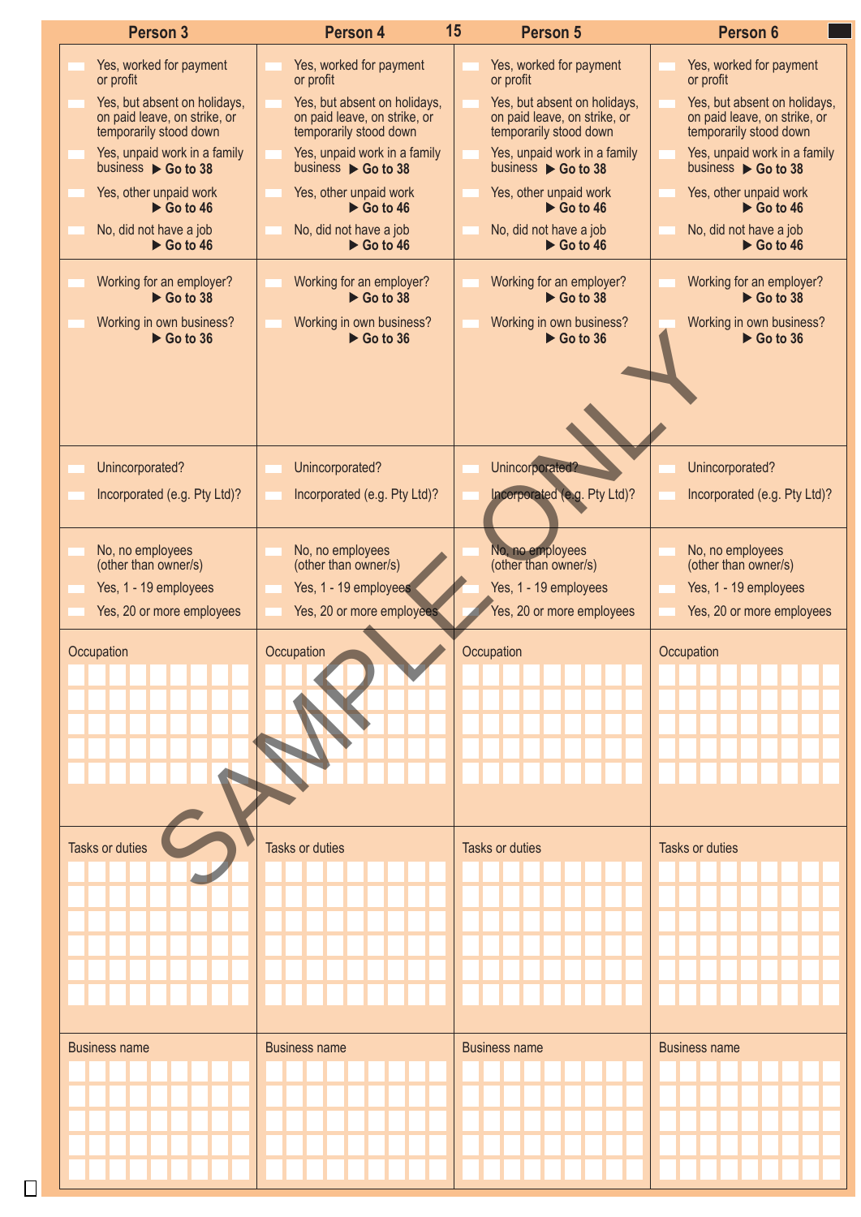| Person 3 | Person 4 | Person 5 | Person 6 |
|---|---|---|---|
| Yes, worked for payment or profit | Yes, worked for payment or profit | Yes, worked for payment or profit | Yes, worked for payment or profit |
| Yes, but absent on holidays, on paid leave, on strike, or temporarily stood down | Yes, but absent on holidays, on paid leave, on strike, or temporarily stood down | Yes, but absent on holidays, on paid leave, on strike, or temporarily stood down | Yes, but absent on holidays, on paid leave, on strike, or temporarily stood down |
| Yes, unpaid work in a family business ▶ **Go to 38** | Yes, unpaid work in a family business ▶ **Go to 38** | Yes, unpaid work in a family business ▶ **Go to 38** | Yes, unpaid work in a family business ▶ **Go to 38** |
| Yes, other unpaid work ▶ **Go to 46** | Yes, other unpaid work ▶ **Go to 46** | Yes, other unpaid work ▶ **Go to 46** | Yes, other unpaid work ▶ **Go to 46** |
| No, did not have a job ▶ **Go to 46** | No, did not have a job ▶ **Go to 46** | No, did not have a job ▶ **Go to 46** | No, did not have a job ▶ **Go to 46** |
| Working for an employer? ▶ **Go to 38** | Working for an employer? ▶ **Go to 38** | Working for an employer? ▶ **Go to 38** | Working for an employer? ▶ **Go to 38** |
| Working in own business? ▶ **Go to 36** | Working in own business? ▶ **Go to 36** | Working in own business? ▶ **Go to 36** | Working in own business? ▶ **Go to 36** |
| Unincorporated? | Unincorporated? | Unincorporated? | Unincorporated? |
| Incorporated (e.g. Pty Ltd)? | Incorporated (e.g. Pty Ltd)? | Incorporated (e.g. Pty Ltd)? | Incorporated (e.g. Pty Ltd)? |
| No, no employees (other than owner/s) | No, no employees (other than owner/s) | No, no employees (other than owner/s) | No, no employees (other than owner/s) |
| Yes, 1 - 19 employees | Yes, 1 - 19 employees | Yes, 1 - 19 employees | Yes, 1 - 19 employees |
| Yes, 20 or more employees | Yes, 20 or more employees | Yes, 20 or more employees | Yes, 20 or more employees |
| Occupation | Occupation | Occupation | Occupation |
| Tasks or duties | Tasks or duties | Tasks or duties | Tasks or duties |
| Business name | Business name | Business name | Business name |

SAMPLE ONLY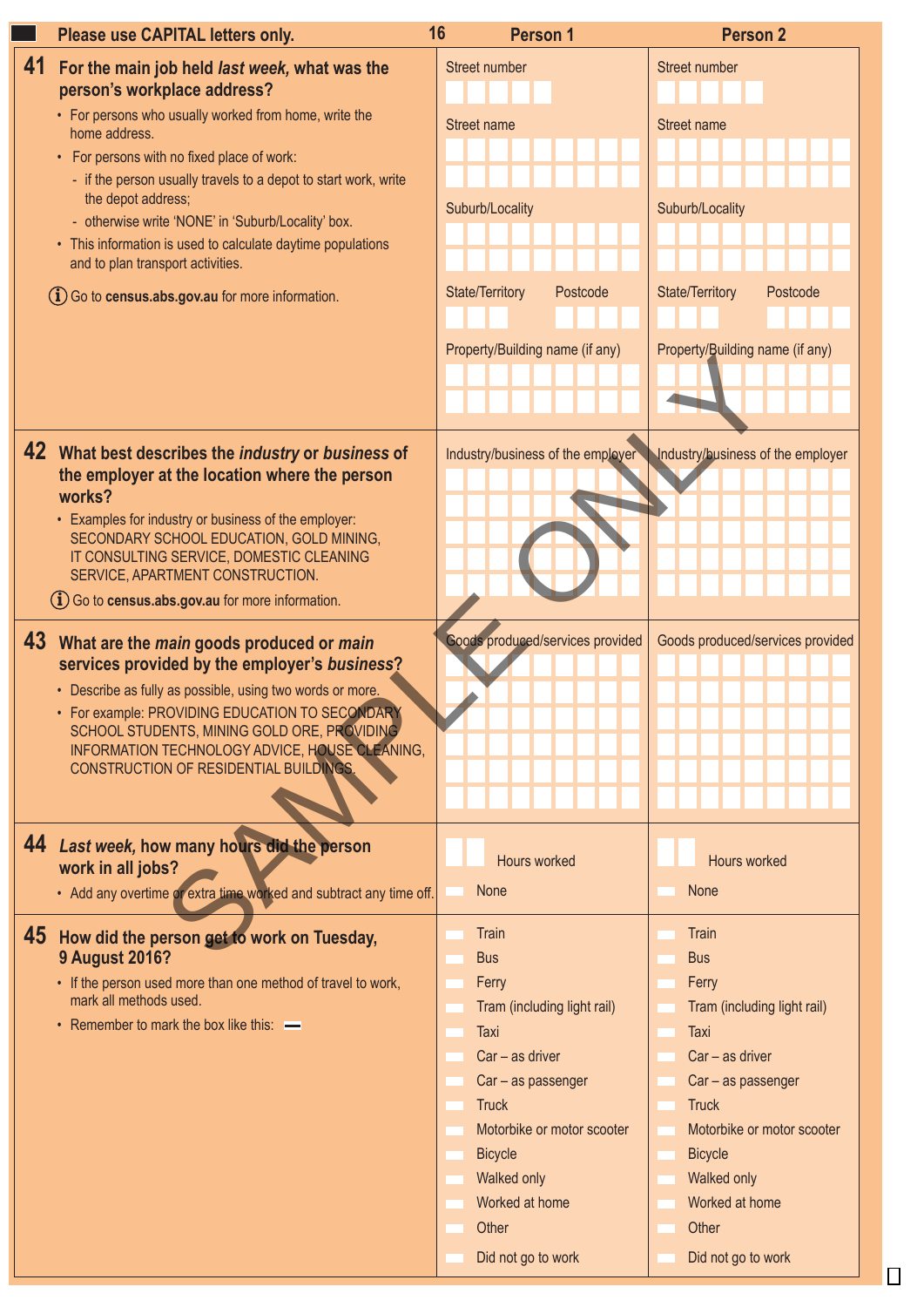Please use CAPITAL letters only.

| | Person 1 | Person 2 |
|---|---|---|
| **41 For the main job held *last week*, what was the person's workplace address?**<br>• For persons who usually worked from home, write the home address.<br>• For persons with no fixed place of work:<br>- if the person usually travels to a depot to start work, write the depot address;<br>- otherwise write 'NONE' in 'Suburb/Locality' box.<br>• This information is used to calculate daytime populations and to plan transport activities.<br>ⓘ Go to **census.abs.gov.au** for more information. | Street number<br>Street name<br>Suburb/Locality<br>State/Territory Postcode<br>Property/Building name (if any) | Street number<br>Street name<br>Suburb/Locality<br>State/Territory Postcode<br>Property/Building name (if any) |
| **42 What best describes the *industry* or *business* of the employer at the location where the person works?**<br>• Examples for industry or business of the employer: SECONDARY SCHOOL EDUCATION, GOLD MINING, IT CONSULTING SERVICE, DOMESTIC CLEANING SERVICE, APARTMENT CONSTRUCTION.<br>ⓘ Go to **census.abs.gov.au** for more information. | Industry/business of the employer | Industry/business of the employer |
| **43 What are the *main* goods produced or *main* services provided by the employer's *business*?**<br>• Describe as fully as possible, using two words or more.<br>• For example: PROVIDING EDUCATION TO SECONDARY SCHOOL STUDENTS, MINING GOLD ORE, PROVIDING INFORMATION TECHNOLOGY ADVICE, HOUSE CLEANING, CONSTRUCTION OF RESIDENTIAL BUILDINGS. | Goods produced/services provided | Goods produced/services provided |
| **44 *Last week*, how many hours did the person work in all jobs?**<br>• Add any overtime or extra time worked and subtract any time off. | Hours worked<br>None | Hours worked<br>None |
| **45 How did the person get to work on Tuesday, 9 August 2016?**<br>• If the person used more than one method of travel to work, mark all methods used.<br>• Remember to mark the box like this: ▬ | Train<br>Bus<br>Ferry<br>Tram (including light rail)<br>Taxi<br>Car – as driver<br>Car – as passenger<br>Truck<br>Motorbike or motor scooter<br>Bicycle<br>Walked only<br>Worked at home<br>Other<br>Did not go to work | Train<br>Bus<br>Ferry<br>Tram (including light rail)<br>Taxi<br>Car – as driver<br>Car – as passenger<br>Truck<br>Motorbike or motor scooter<br>Bicycle<br>Walked only<br>Worked at home<br>Other<br>Did not go to work |

SAMPLE ONLY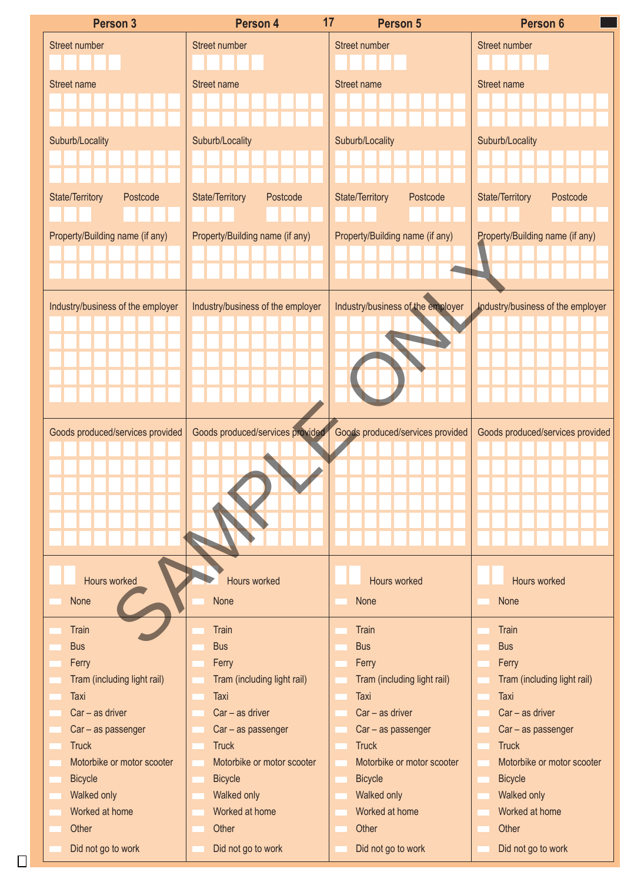| Person 3 | Person 4 | Person 5 | Person 6 |
|---|---|---|---|
| Street number | Street number | Street number | Street number |
| Street name | Street name | Street name | Street name |
| Suburb/Locality | Suburb/Locality | Suburb/Locality | Suburb/Locality |
| State/Territory Postcode | State/Territory Postcode | State/Territory Postcode | State/Territory Postcode |
| Property/Building name (if any) | Property/Building name (if any) | Property/Building name (if any) | Property/Building name (if any) |
| Industry/business of the employer | Industry/business of the employer | Industry/business of the employer | Industry/business of the employer |
| Goods produced/services provided | Goods produced/services provided | Goods produced/services provided | Goods produced/services provided |
| Hours worked | Hours worked | Hours worked | Hours worked |
| None | None | None | None |
| Train | Train | Train | Train |
| Bus | Bus | Bus | Bus |
| Ferry | Ferry | Ferry | Ferry |
| Tram (including light rail) | Tram (including light rail) | Tram (including light rail) | Tram (including light rail) |
| Taxi | Taxi | Taxi | Taxi |
| Car – as driver | Car – as driver | Car – as driver | Car – as driver |
| Car – as passenger | Car – as passenger | Car – as passenger | Car – as passenger |
| Truck | Truck | Truck | Truck |
| Motorbike or motor scooter | Motorbike or motor scooter | Motorbike or motor scooter | Motorbike or motor scooter |
| Bicycle | Bicycle | Bicycle | Bicycle |
| Walked only | Walked only | Walked only | Walked only |
| Worked at home | Worked at home | Worked at home | Worked at home |
| Other | Other | Other | Other |
| Did not go to work | Did not go to work | Did not go to work | Did not go to work |

SAMPLE ONLY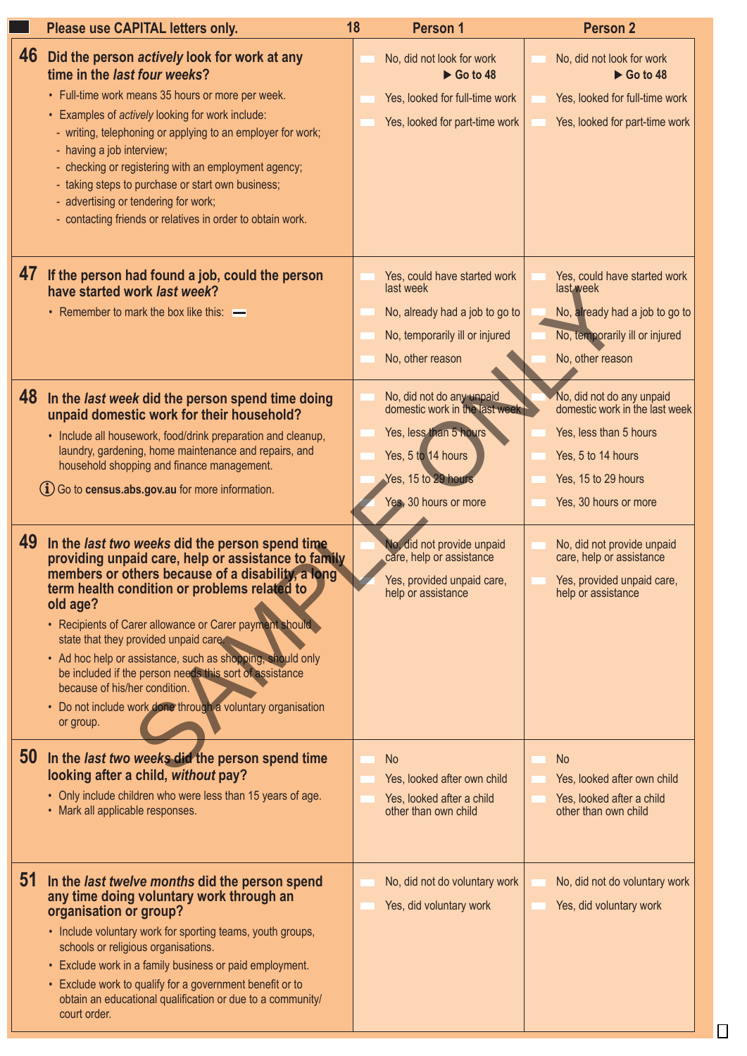Please use CAPITAL letters only.

| | Person 1 | Person 2 |
|---|---|---|
| **46 Did the person *actively* look for work at any time in the *last four weeks*?**<br>• Full-time work means 35 hours or more per week.<br>• Examples of *actively* looking for work include:<br>- writing, telephoning or applying to an employer for work;<br>- having a job interview;<br>- checking or registering with an employment agency;<br>- taking steps to purchase or start own business;<br>- advertising or tendering for work;<br>- contacting friends or relatives in order to obtain work. | No, did not look for work ▶ **Go to 48**<br>Yes, looked for full-time work<br>Yes, looked for part-time work | No, did not look for work ▶ **Go to 48**<br>Yes, looked for full-time work<br>Yes, looked for part-time work |
| **47 If the person had found a job, could the person have started work *last week*?**<br>• Remember to mark the box like this: ▬ | Yes, could have started work last week<br>No, already had a job to go to<br>No, temporarily ill or injured<br>No, other reason | Yes, could have started work last week<br>No, already had a job to go to<br>No, temporarily ill or injured<br>No, other reason |
| **48 In the *last week* did the person spend time doing unpaid domestic work for their household?**<br>• Include all housework, food/drink preparation and cleanup, laundry, gardening, home maintenance and repairs, and household shopping and finance management.<br>ⓘ Go to **census.abs.gov.au** for more information. | No, did not do any unpaid domestic work in the last week<br>Yes, less than 5 hours<br>Yes, 5 to 14 hours<br>Yes, 15 to 29 hours<br>Yes, 30 hours or more | No, did not do any unpaid domestic work in the last week<br>Yes, less than 5 hours<br>Yes, 5 to 14 hours<br>Yes, 15 to 29 hours<br>Yes, 30 hours or more |
| **49 In the *last two weeks* did the person spend time providing unpaid care, help or assistance to family members or others because of a disability, a long term health condition or problems related to old age?**<br>• Recipients of Carer allowance or Carer payment should state that they provided unpaid care.<br>• Ad hoc help or assistance, such as shopping, should only be included if the person needs this sort of assistance because of his/her condition.<br>• Do not include work done through a voluntary organisation or group. | No, did not provide unpaid care, help or assistance<br>Yes, provided unpaid care, help or assistance | No, did not provide unpaid care, help or assistance<br>Yes, provided unpaid care, help or assistance |
| **50 In the *last two weeks* did the person spend time looking after a child, *without* pay?**<br>• Only include children who were less than 15 years of age.<br>• Mark all applicable responses. | No<br>Yes, looked after own child<br>Yes, looked after a child other than own child | No<br>Yes, looked after own child<br>Yes, looked after a child other than own child |
| **51 In the *last twelve months* did the person spend any time doing voluntary work through an organisation or group?**<br>• Include voluntary work for sporting teams, youth groups, schools or religious organisations.<br>• Exclude work in a family business or paid employment.<br>• Exclude work to qualify for a government benefit or to obtain an educational qualification or due to a community/court order. | No, did not do voluntary work<br>Yes, did voluntary work | No, did not do voluntary work<br>Yes, did voluntary work |

SAMPLE ONLY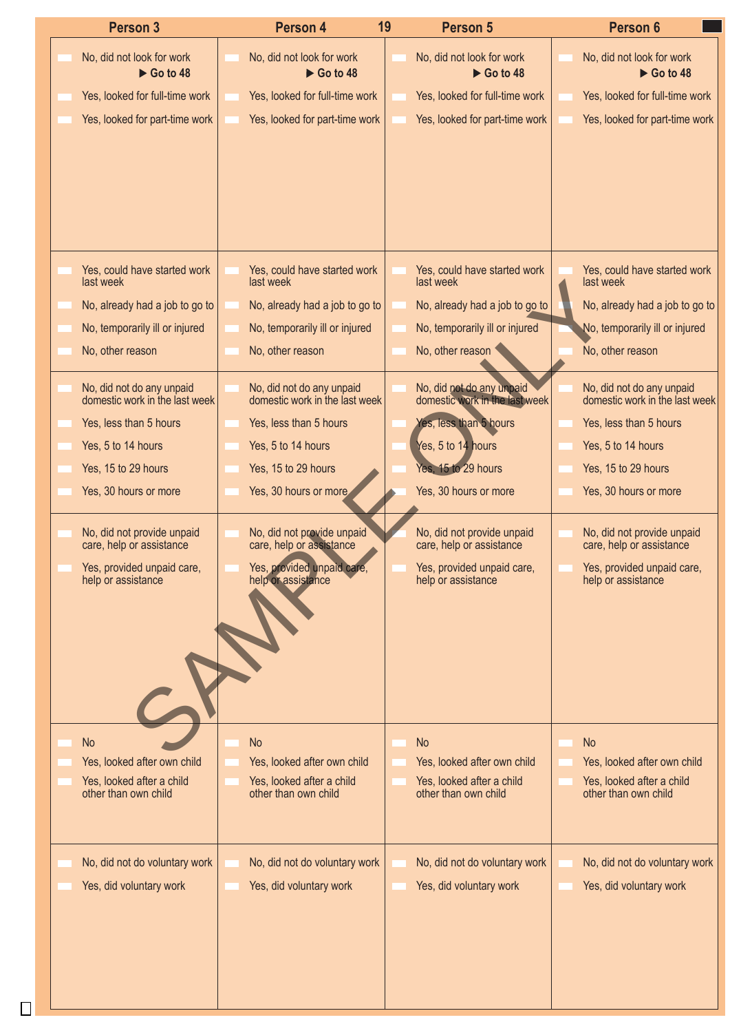| Person 3 | Person 4 | Person 5 | Person 6 |
|---|---|---|---|
| No, did not look for work ▶ Go to 48<br>Yes, looked for full-time work<br>Yes, looked for part-time work | No, did not look for work ▶ Go to 48<br>Yes, looked for full-time work<br>Yes, looked for part-time work | No, did not look for work ▶ Go to 48<br>Yes, looked for full-time work<br>Yes, looked for part-time work | No, did not look for work ▶ Go to 48<br>Yes, looked for full-time work<br>Yes, looked for part-time work |
| Yes, could have started work last week<br>No, already had a job to go to<br>No, temporarily ill or injured<br>No, other reason | Yes, could have started work last week<br>No, already had a job to go to<br>No, temporarily ill or injured<br>No, other reason | Yes, could have started work last week<br>No, already had a job to go to<br>No, temporarily ill or injured<br>No, other reason | Yes, could have started work last week<br>No, already had a job to go to<br>No, temporarily ill or injured<br>No, other reason |
| No, did not do any unpaid domestic work in the last week<br>Yes, less than 5 hours<br>Yes, 5 to 14 hours<br>Yes, 15 to 29 hours<br>Yes, 30 hours or more | No, did not do any unpaid domestic work in the last week<br>Yes, less than 5 hours<br>Yes, 5 to 14 hours<br>Yes, 15 to 29 hours<br>Yes, 30 hours or more | No, did not do any unpaid domestic work in the last week<br>Yes, less than 5 hours<br>Yes, 5 to 14 hours<br>Yes, 15 to 29 hours<br>Yes, 30 hours or more | No, did not do any unpaid domestic work in the last week<br>Yes, less than 5 hours<br>Yes, 5 to 14 hours<br>Yes, 15 to 29 hours<br>Yes, 30 hours or more |
| No, did not provide unpaid care, help or assistance<br>Yes, provided unpaid care, help or assistance | No, did not provide unpaid care, help or assistance<br>Yes, provided unpaid care, help or assistance | No, did not provide unpaid care, help or assistance<br>Yes, provided unpaid care, help or assistance | No, did not provide unpaid care, help or assistance<br>Yes, provided unpaid care, help or assistance |
| No<br>Yes, looked after own child<br>Yes, looked after a child other than own child | No<br>Yes, looked after own child<br>Yes, looked after a child other than own child | No<br>Yes, looked after own child<br>Yes, looked after a child other than own child | No<br>Yes, looked after own child<br>Yes, looked after a child other than own child |
| No, did not do voluntary work<br>Yes, did voluntary work | No, did not do voluntary work<br>Yes, did voluntary work | No, did not do voluntary work<br>Yes, did voluntary work | No, did not do voluntary work<br>Yes, did voluntary work |

SAMPLE ONLY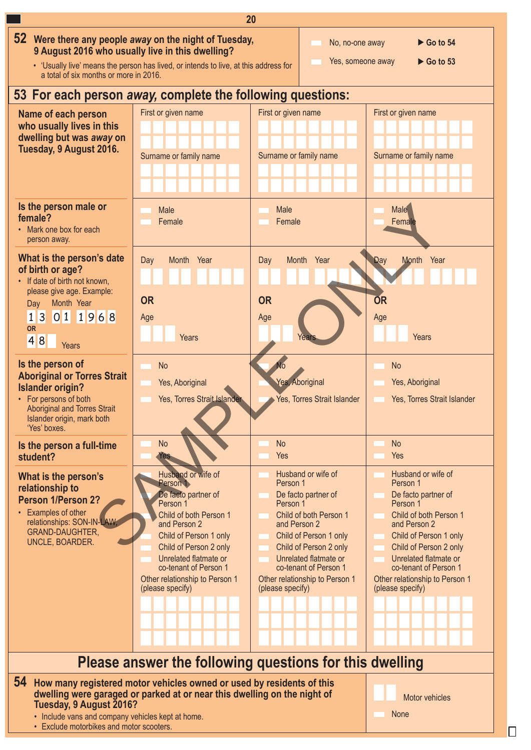## 52 Were there any people *away* on the night of Tuesday, 9 August 2016 who usually live in this dwelling?

- 'Usually live' means the person has lived, or intends to live, at this address for a total of six months or more in 2016.

- No, no-one away ▶ **Go to 54**
- Yes, someone away ▶ **Go to 53**

## 53 For each person *away*, complete the following questions:

| | | | |
|---|---|---|---|
| **Name of each person who usually lives in this dwelling but was *away* on Tuesday, 9 August 2016.** | First or given name<br>Surname or family name | First or given name<br>Surname or family name | First or given name<br>Surname or family name |
| **Is the person male or female?**<br>• Mark one box for each person away. | Male<br>Female | Male<br>Female | Male<br>Female |
| **What is the person's date of birth or age?**<br>• If date of birth not known, please give age. Example:<br>Day Month Year<br>13 01 1968<br>OR<br>48 Years | Day Month Year<br>**OR**<br>Age<br>Years | Day Month Year<br>**OR**<br>Age<br>Years | Day Month Year<br>**OR**<br>Age<br>Years |
| **Is the person of Aboriginal or Torres Strait Islander origin?**<br>• For persons of both Aboriginal and Torres Strait Islander origin, mark both 'Yes' boxes. | No<br>Yes, Aboriginal<br>Yes, Torres Strait Islander | No<br>Yes, Aboriginal<br>Yes, Torres Strait Islander | No<br>Yes, Aboriginal<br>Yes, Torres Strait Islander |
| **Is the person a full-time student?** | No<br>Yes | No<br>Yes | No<br>Yes |
| **What is the person's relationship to Person 1/Person 2?**<br>• Examples of other relationships: SON-IN-LAW, GRAND-DAUGHTER, UNCLE, BOARDER. | Husband or wife of Person 1<br>De facto partner of Person 1<br>Child of both Person 1 and Person 2<br>Child of Person 1 only<br>Child of Person 2 only<br>Unrelated flatmate or co-tenant of Person 1<br>Other relationship to Person 1 (please specify) | Husband or wife of Person 1<br>De facto partner of Person 1<br>Child of both Person 1 and Person 2<br>Child of Person 1 only<br>Child of Person 2 only<br>Unrelated flatmate or co-tenant of Person 1<br>Other relationship to Person 1 (please specify) | Husband or wife of Person 1<br>De facto partner of Person 1<br>Child of both Person 1 and Person 2<br>Child of Person 1 only<br>Child of Person 2 only<br>Unrelated flatmate or co-tenant of Person 1<br>Other relationship to Person 1 (please specify) |

SAMPLE ONLY

# Please answer the following questions for this dwelling

## 54 How many registered motor vehicles owned or used by residents of this dwelling were garaged or parked at or near this dwelling on the night of Tuesday, 9 August 2016?

- Include vans and company vehicles kept at home.
- Exclude motorbikes and motor scooters.

- Motor vehicles
- None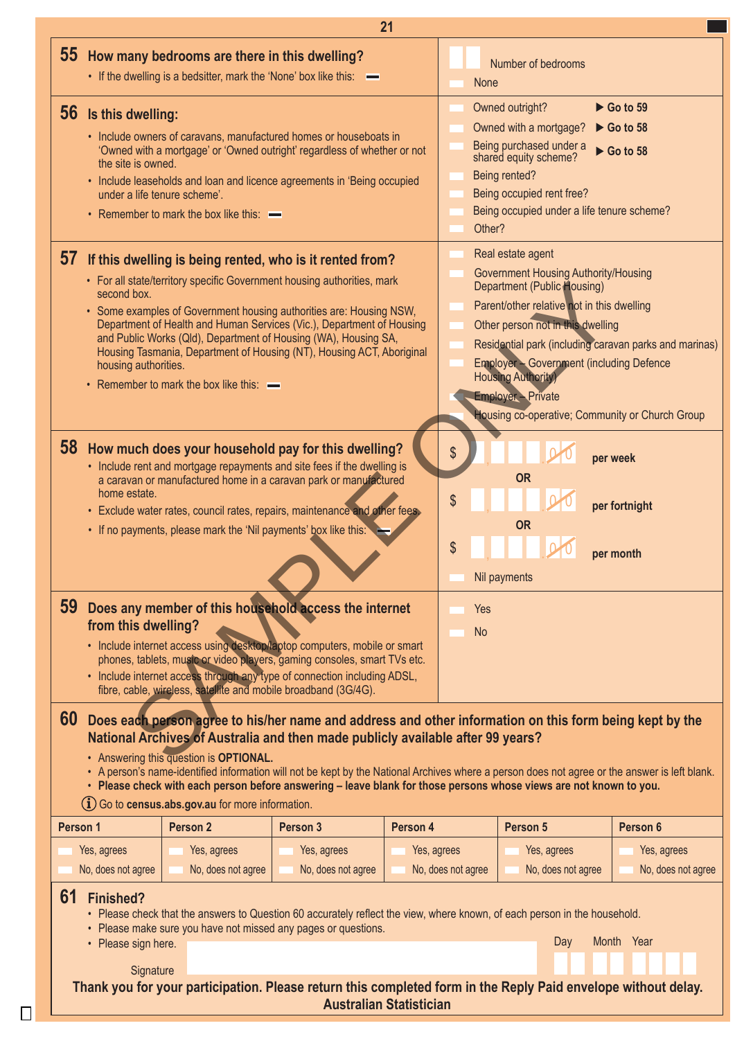## 55 How many bedrooms are there in this dwelling?

- If the dwelling is a bedsitter, mark the 'None' box like this: ▬

Number of bedrooms

None

## 56 Is this dwelling:

- Include owners of caravans, manufactured homes or houseboats in 'Owned with a mortgage' or 'Owned outright' regardless of whether or not the site is owned.
- Include leaseholds and loan and licence agreements in 'Being occupied under a life tenure scheme'.
- Remember to mark the box like this: ▬

- Owned outright? ▶ Go to 59
- Owned with a mortgage? ▶ Go to 58
- Being purchased under a shared equity scheme? ▶ Go to 58
- Being rented?
- Being occupied rent free?
- Being occupied under a life tenure scheme?
- Other?

## 57 If this dwelling is being rented, who is it rented from?

- For all state/territory specific Government housing authorities, mark second box.
- Some examples of Government housing authorities are: Housing NSW, Department of Health and Human Services (Vic.), Department of Housing and Public Works (Qld), Department of Housing (WA), Housing SA, Housing Tasmania, Department of Housing (NT), Housing ACT, Aboriginal housing authorities.
- Remember to mark the box like this: ▬

- Real estate agent
- Government Housing Authority/Housing Department (Public Housing)
- Parent/other relative not in this dwelling
- Other person not in this dwelling
- Residential park (including caravan parks and marinas)
- Employer – Government (including Defence Housing Authority)
- Employer – Private
- Housing co-operative; Community or Church Group

## 58 How much does your household pay for this dwelling?

- Include rent and mortgage repayments and site fees if the dwelling is a caravan or manufactured home in a caravan park or manufactured home estate.
- Exclude water rates, council rates, repairs, maintenance and other fees.
- If no payments, please mark the 'Nil payments' box like this: ▬

$ ____ per week

OR

$ ____ per fortnight

OR

$ ____ per month

Nil payments

## 59 Does any member of this household access the internet from this dwelling?

- Include internet access using desktop/laptop computers, mobile or smart phones, tablets, music or video players, gaming consoles, smart TVs etc.
- Include internet access through any type of connection including ADSL, fibre, cable, wireless, satellite and mobile broadband (3G/4G).

- Yes
- No

## 60 Does each person agree to his/her name and address and other information on this form being kept by the National Archives of Australia and then made publicly available after 99 years?

- Answering this question is **OPTIONAL.**
- A person's name-identified information will not be kept by the National Archives where a person does not agree or the answer is left blank.
- **Please check with each person before answering – leave blank for those persons whose views are not known to you.**

ⓘ Go to **census.abs.gov.au** for more information.

| Person 1 | Person 2 | Person 3 | Person 4 | Person 5 | Person 6 |
|---|---|---|---|---|---|
| Yes, agrees | Yes, agrees | Yes, agrees | Yes, agrees | Yes, agrees | Yes, agrees |
| No, does not agree | No, does not agree | No, does not agree | No, does not agree | No, does not agree | No, does not agree |

## 61 Finished?

- Please check that the answers to Question 60 accurately reflect the view, where known, of each person in the household.
- Please make sure you have not missed any pages or questions.
- Please sign here.

Signature ____ Day Month Year

**Thank you for your participation. Please return this completed form in the Reply Paid envelope without delay.**

**Australian Statistician**

SAMPLE ONLY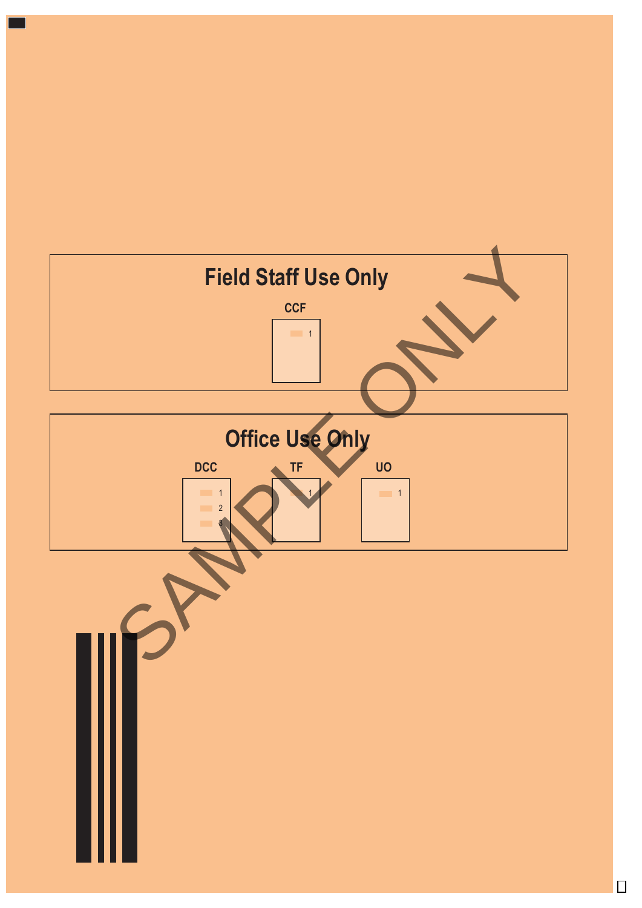## Field Staff Use Only

CCF

1

## Office Use Only

DCC

1

2

3

TF

1

UO

1

SAMPLE ONLY